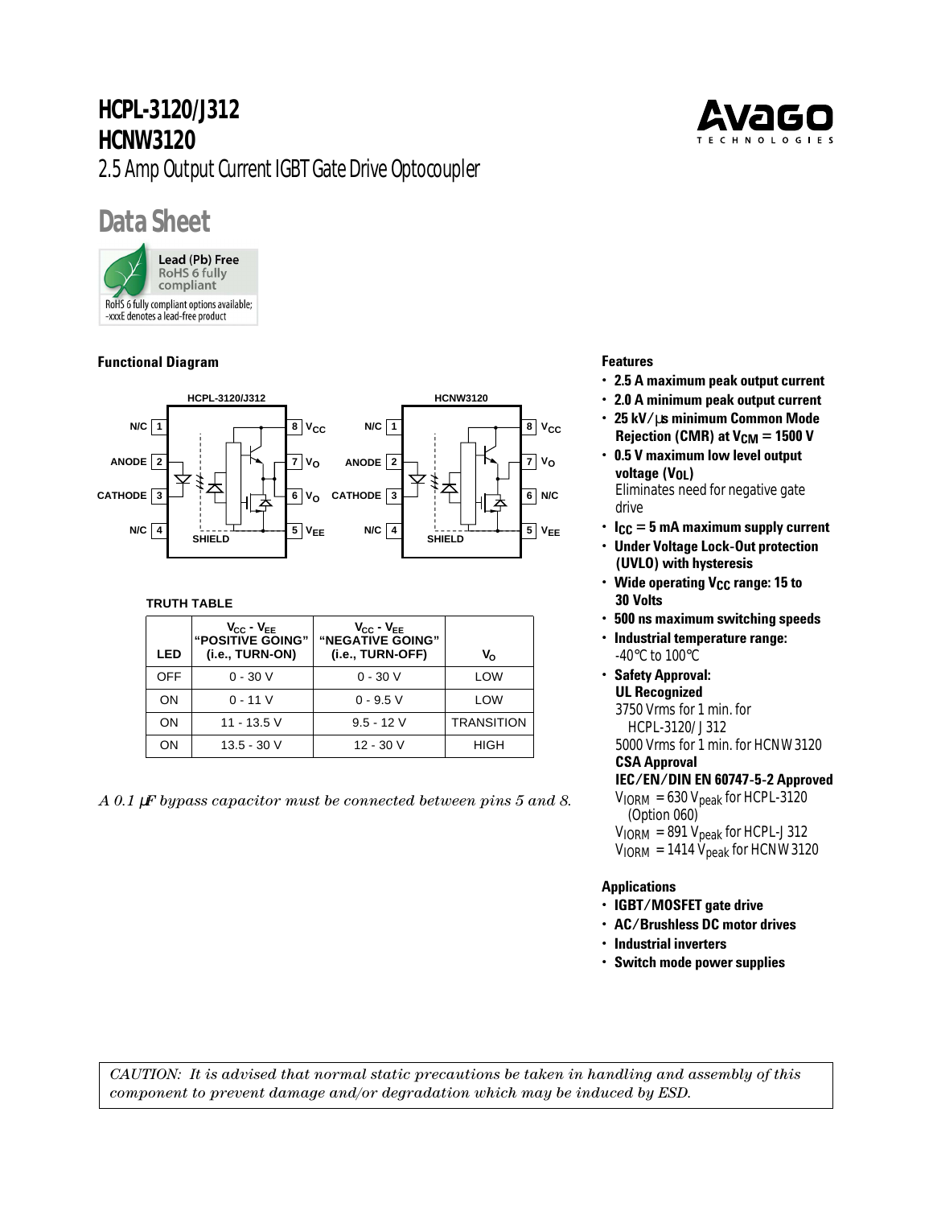# HCPL-3120/J312
# HCNW3120

2.5 Amp Output Current IGBT Gate Drive Optocoupler

## Data Sheet

Lead (Pb) Free
RoHS 6 fully compliant

RoHS 6 fully compliant options available; -xxxE denotes a lead-free product

### Functional Diagram

HCPL-3120/J312

| Pin | Name | Pin | Name |
|---|---|---|---|
| 1 | N/C | 8 | $V_{CC}$ |
| 2 | ANODE | 7 | $V_O$ |
| 3 | CATHODE | 6 | $V_O$ |
| 4 | N/C | 5 | $V_{EE}$ |

HCNW3120

| Pin | Name | Pin | Name |
|---|---|---|---|
| 1 | N/C | 8 | $V_{CC}$ |
| 2 | ANODE | 7 | $V_O$ |
| 3 | CATHODE | 6 | N/C |
| 4 | N/C | 5 | $V_{EE}$ |

SHIELD

**TRUTH TABLE**

| LED | $V_{CC}$ - $V_{EE}$ "POSITIVE GOING" (i.e., TURN-ON) | $V_{CC}$ - $V_{EE}$ "NEGATIVE GOING" (i.e., TURN-OFF) | $V_O$ |
|---|---|---|---|
| OFF | 0 - 30 V | 0 - 30 V | LOW |
| ON | 0 - 11 V | 0 - 9.5 V | LOW |
| ON | 11 - 13.5 V | 9.5 - 12 V | TRANSITION |
| ON | 13.5 - 30 V | 12 - 30 V | HIGH |

*A 0.1 μF bypass capacitor must be connected between pins 5 and 8.*

### Features

- **2.5 A maximum peak output current**
- **2.0 A minimum peak output current**
- **25 kV/μs minimum Common Mode Rejection (CMR) at $V_{CM}$ = 1500 V**
- **0.5 V maximum low level output voltage ($V_{OL}$)**
  Eliminates need for negative gate drive
- **$I_{CC}$ = 5 mA maximum supply current**
- **Under Voltage Lock-Out protection (UVLO) with hysteresis**
- **Wide operating $V_{CC}$ range: 15 to 30 Volts**
- **500 ns maximum switching speeds**
- **Industrial temperature range:** -40°C to 100°C
- **Safety Approval:**
  **UL Recognized**
  3750 Vrms for 1 min. for HCPL-3120/J312
  5000 Vrms for 1 min. for HCNW3120
  **CSA Approval**
  **IEC/EN/DIN EN 60747-5-2 Approved**
  $V_{IORM}$ = 630 $V_{peak}$ for HCPL-3120 (Option 060)
  $V_{IORM}$ = 891 $V_{peak}$ for HCPL-J312
  $V_{IORM}$ = 1414 $V_{peak}$ for HCNW3120

### Applications

- **IGBT/MOSFET gate drive**
- **AC/Brushless DC motor drives**
- **Industrial inverters**
- **Switch mode power supplies**

*CAUTION: It is advised that normal static precautions be taken in handling and assembly of this component to prevent damage and/or degradation which may be induced by ESD.*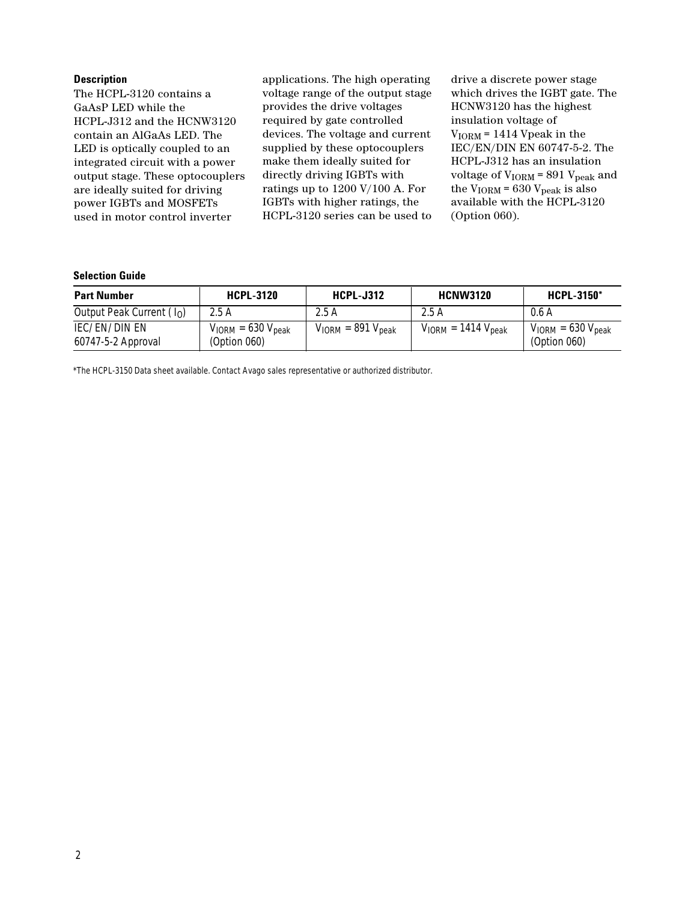### Description

The HCPL-3120 contains a GaAsP LED while the HCPL-J312 and the HCNW3120 contain an AlGaAs LED. The LED is optically coupled to an integrated circuit with a power output stage. These optocouplers are ideally suited for driving power IGBTs and MOSFETs used in motor control inverter applications. The high operating voltage range of the output stage provides the drive voltages required by gate controlled devices. The voltage and current supplied by these optocouplers make them ideally suited for directly driving IGBTs with ratings up to 1200 V/100 A. For IGBTs with higher ratings, the HCPL-3120 series can be used to drive a discrete power stage which drives the IGBT gate. The HCNW3120 has the highest insulation voltage of $V_{IORM}$ = 1414 Vpeak in the IEC/EN/DIN EN 60747-5-2. The HCPL-J312 has an insulation voltage of $V_{IORM}$ = 891 $V_{peak}$ and the $V_{IORM}$ = 630 $V_{peak}$ is also available with the HCPL-3120 (Option 060).

### Selection Guide

| Part Number | HCPL-3120 | HCPL-J312 | HCNW3120 | HCPL-3150* |
|---|---|---|---|---|
| Output Peak Current ( $I_O$) | 2.5 A | 2.5 A | 2.5 A | 0.6 A |
| IEC/EN/DIN EN 60747-5-2 Approval | $V_{IORM}$ = 630 $V_{peak}$ (Option 060) | $V_{IORM}$ = 891 $V_{peak}$ | $V_{IORM}$ = 1414 $V_{peak}$ | $V_{IORM}$ = 630 $V_{peak}$ (Option 060) |

*The HCPL-3150 Data sheet available. Contact Avago sales representative or authorized distributor.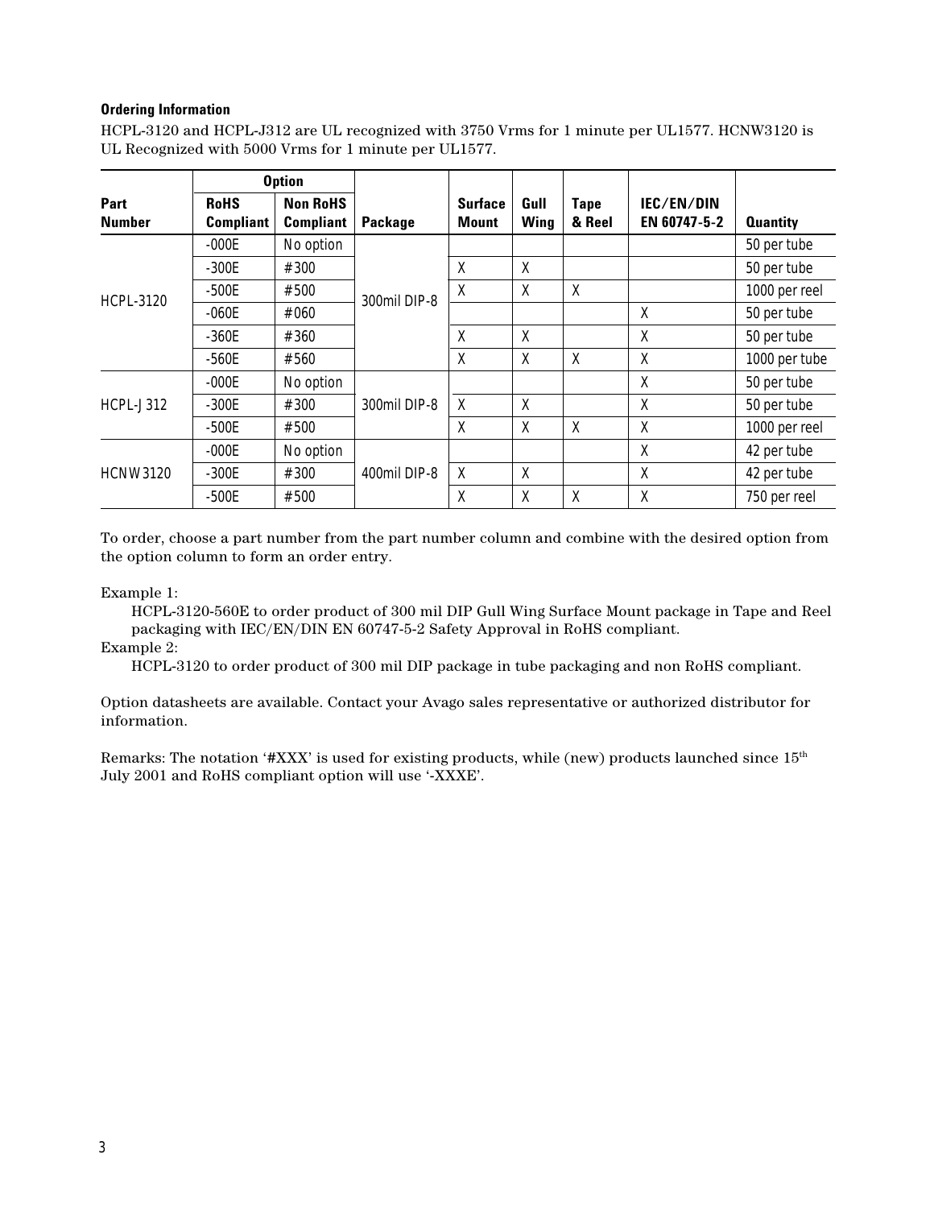**Ordering Information**

HCPL-3120 and HCPL-J312 are UL recognized with 3750 Vrms for 1 minute per UL1577. HCNW3120 is UL Recognized with 5000 Vrms for 1 minute per UL1577.

| Part Number | Option | | Package | Surface Mount | Gull Wing | Tape & Reel | IEC/EN/DIN EN 60747-5-2 | Quantity |
|---|---|---|---|---|---|---|---|---|
| | RoHS Compliant | Non RoHS Compliant | | | | | | |
| HCPL-3120 | -000E | No option | 300mil DIP-8 | | | | | 50 per tube |
| | -300E | #300 | | X | X | | | 50 per tube |
| | -500E | #500 | | X | X | X | | 1000 per reel |
| | -060E | #060 | | | | | X | 50 per tube |
| | -360E | #360 | | X | X | | X | 50 per tube |
| | -560E | #560 | | X | X | X | X | 1000 per tube |
| HCPL-J312 | -000E | No option | 300mil DIP-8 | | | | X | 50 per tube |
| | -300E | #300 | | X | X | | X | 50 per tube |
| | -500E | #500 | | X | X | X | X | 1000 per reel |
| HCNW3120 | -000E | No option | 400mil DIP-8 | | | | X | 42 per tube |
| | -300E | #300 | | X | X | | X | 42 per tube |
| | -500E | #500 | | X | X | X | X | 750 per reel |

To order, choose a part number from the part number column and combine with the desired option from the option column to form an order entry.

Example 1:

HCPL-3120-560E to order product of 300 mil DIP Gull Wing Surface Mount package in Tape and Reel packaging with IEC/EN/DIN EN 60747-5-2 Safety Approval in RoHS compliant.

Example 2:

HCPL-3120 to order product of 300 mil DIP package in tube packaging and non RoHS compliant.

Option datasheets are available. Contact your Avago sales representative or authorized distributor for information.

Remarks: The notation '#XXX' is used for existing products, while (new) products launched since 15th July 2001 and RoHS compliant option will use '-XXXE'.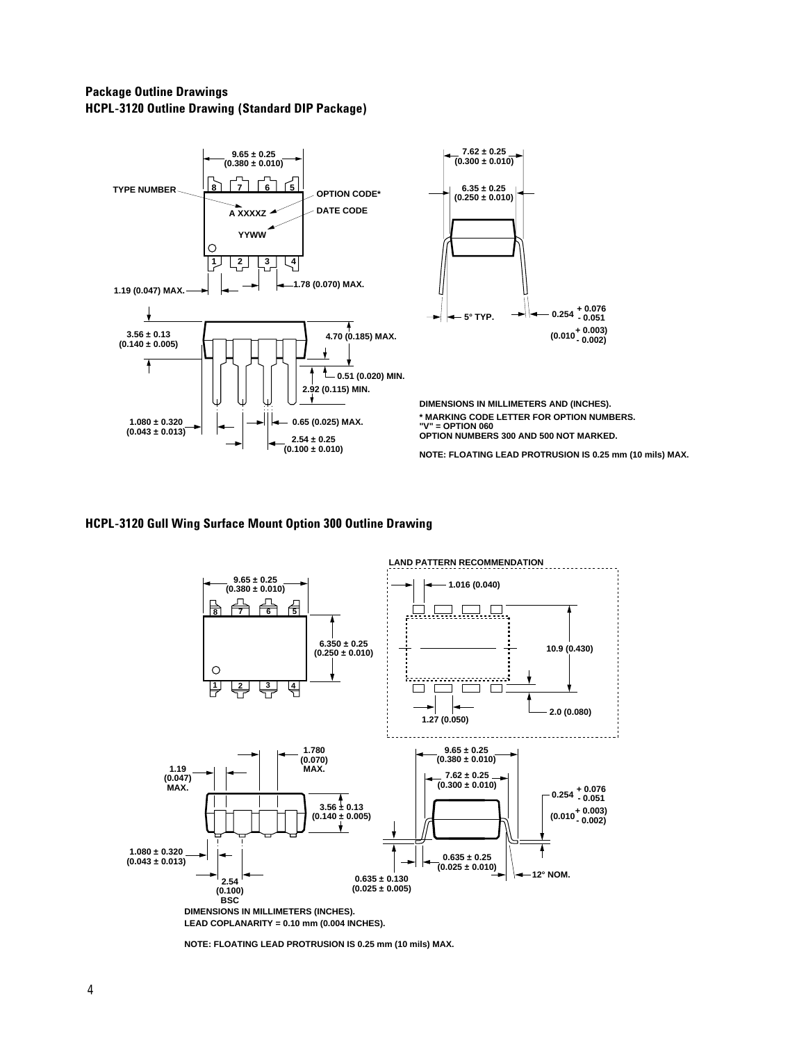## Package Outline Drawings

### HCPL-3120 Outline Drawing (Standard DIP Package)

9.65 ± 0.25 (0.380 ± 0.010)

TYPE NUMBER

OPTION CODE*

DATE CODE

A XXXXZ

YYWW

1.19 (0.047) MAX.

1.78 (0.070) MAX.

3.56 ± 0.13 (0.140 ± 0.005)

4.70 (0.185) MAX.

0.51 (0.020) MIN.

2.92 (0.115) MIN.

1.080 ± 0.320 (0.043 ± 0.013)

0.65 (0.025) MAX.

2.54 ± 0.25 (0.100 ± 0.010)

7.62 ± 0.25 (0.300 ± 0.010)

6.35 ± 0.25 (0.250 ± 0.010)

5° TYP.

$0.254 \, ^{+0.076}_{-0.051}$

$(0.010 \, ^{+0.003}_{-0.002})$

DIMENSIONS IN MILLIMETERS AND (INCHES).

* MARKING CODE LETTER FOR OPTION NUMBERS.
"V" = OPTION 060
OPTION NUMBERS 300 AND 500 NOT MARKED.

NOTE: FLOATING LEAD PROTRUSION IS 0.25 mm (10 mils) MAX.

### HCPL-3120 Gull Wing Surface Mount Option 300 Outline Drawing

LAND PATTERN RECOMMENDATION

1.016 (0.040)

10.9 (0.430)

1.27 (0.050)

2.0 (0.080)

9.65 ± 0.25 (0.380 ± 0.010)

6.350 ± 0.25 (0.250 ± 0.010)

1.19 (0.047) MAX.

1.780 (0.070) MAX.

3.56 ± 0.13 (0.140 ± 0.005)

1.080 ± 0.320 (0.043 ± 0.013)

2.54 (0.100) BSC

9.65 ± 0.25 (0.380 ± 0.010)

7.62 ± 0.25 (0.300 ± 0.010)

$0.254 \, ^{+0.076}_{-0.051}$

$(0.010 \, ^{+0.003}_{-0.002})$

0.635 ± 0.25 (0.025 ± 0.010)

0.635 ± 0.130 (0.025 ± 0.005)

12° NOM.

DIMENSIONS IN MILLIMETERS (INCHES).
LEAD COPLANARITY = 0.10 mm (0.004 INCHES).

NOTE: FLOATING LEAD PROTRUSION IS 0.25 mm (10 mils) MAX.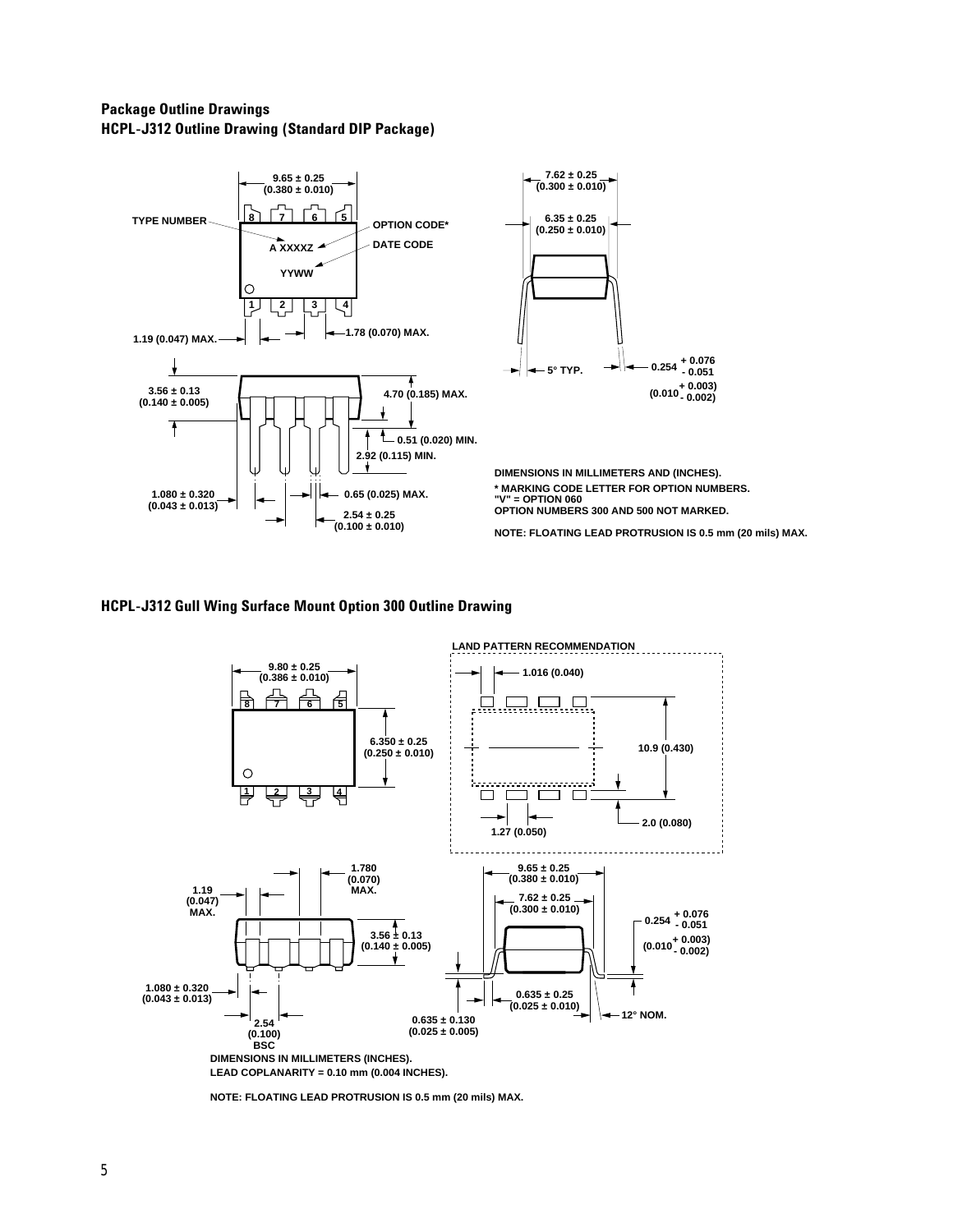## Package Outline Drawings

### HCPL-J312 Outline Drawing (Standard DIP Package)

9.65 ± 0.25 (0.380 ± 0.010)

TYPE NUMBER

OPTION CODE*

A XXXXZ

DATE CODE

YYWW

1.19 (0.047) MAX.

1.78 (0.070) MAX.

3.56 ± 0.13 (0.140 ± 0.005)

4.70 (0.185) MAX.

0.51 (0.020) MIN.

2.92 (0.115) MIN.

1.080 ± 0.320 (0.043 ± 0.013)

0.65 (0.025) MAX.

2.54 ± 0.25 (0.100 ± 0.010)

7.62 ± 0.25 (0.300 ± 0.010)

6.35 ± 0.25 (0.250 ± 0.010)

5° TYP.

0.254 + 0.076 / - 0.051 (0.010 + 0.003 / - 0.002)

DIMENSIONS IN MILLIMETERS AND (INCHES).

* MARKING CODE LETTER FOR OPTION NUMBERS.
"V" = OPTION 060
OPTION NUMBERS 300 AND 500 NOT MARKED.

NOTE: FLOATING LEAD PROTRUSION IS 0.5 mm (20 mils) MAX.

### HCPL-J312 Gull Wing Surface Mount Option 300 Outline Drawing

LAND PATTERN RECOMMENDATION

1.016 (0.040)

10.9 (0.430)

2.0 (0.080)

1.27 (0.050)

9.80 ± 0.25 (0.386 ± 0.010)

6.350 ± 0.25 (0.250 ± 0.010)

1.19 (0.047) MAX.

1.780 (0.070) MAX.

3.56 ± 0.13 (0.140 ± 0.005)

1.080 ± 0.320 (0.043 ± 0.013)

2.54 (0.100) BSC

9.65 ± 0.25 (0.380 ± 0.010)

7.62 ± 0.25 (0.300 ± 0.010)

0.254 + 0.076 / - 0.051 (0.010 + 0.003 / - 0.002)

0.635 ± 0.25 (0.025 ± 0.010)

0.635 ± 0.130 (0.025 ± 0.005)

12° NOM.

DIMENSIONS IN MILLIMETERS (INCHES).
LEAD COPLANARITY = 0.10 mm (0.004 INCHES).

NOTE: FLOATING LEAD PROTRUSION IS 0.5 mm (20 mils) MAX.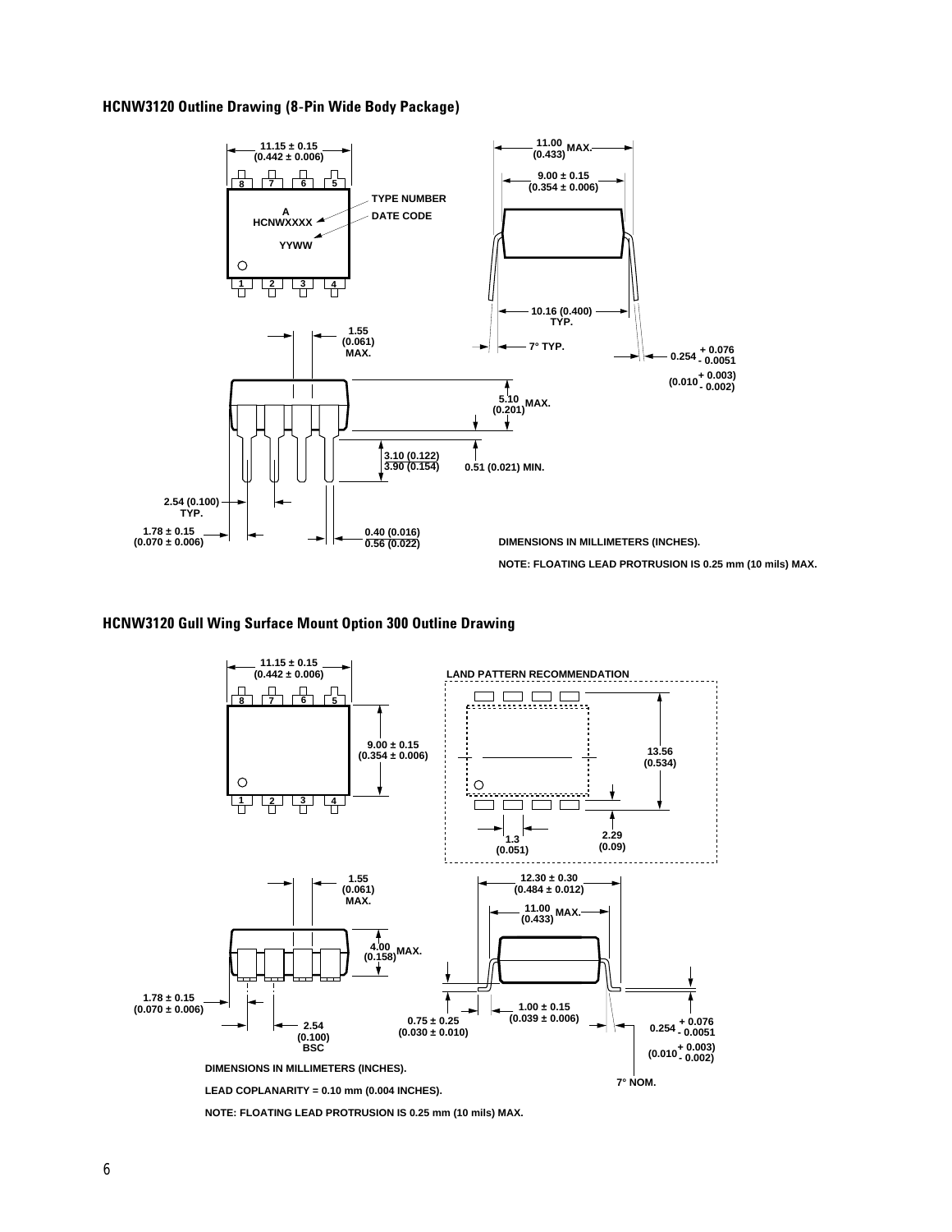## HCNW3120 Outline Drawing (8-Pin Wide Body Package)

11.15 ± 0.15
(0.442 ± 0.006)

A
HCNWXXXX

YYWW

TYPE NUMBER

DATE CODE

11.00 MAX.
(0.433)

9.00 ± 0.15
(0.354 ± 0.006)

10.16 (0.400)
TYP.

7° TYP.

0.254 + 0.076 / - 0.0051

(0.010 + 0.003 / - 0.002)

1.55
(0.061)
MAX.

5.10 MAX.
(0.201)

3.10 (0.122)
3.90 (0.154)

0.51 (0.021) MIN.

2.54 (0.100)
TYP.

1.78 ± 0.15
(0.070 ± 0.006)

0.40 (0.016)
0.56 (0.022)

DIMENSIONS IN MILLIMETERS (INCHES).

NOTE: FLOATING LEAD PROTRUSION IS 0.25 mm (10 mils) MAX.

## HCNW3120 Gull Wing Surface Mount Option 300 Outline Drawing

11.15 ± 0.15
(0.442 ± 0.006)

9.00 ± 0.15
(0.354 ± 0.006)

LAND PATTERN RECOMMENDATION

13.56
(0.534)

1.3
(0.051)

2.29
(0.09)

1.55
(0.061)
MAX.

4.00 MAX.
(0.158)

12.30 ± 0.30
(0.484 ± 0.012)

11.00 MAX.
(0.433)

1.78 ± 0.15
(0.070 ± 0.006)

2.54
(0.100)
BSC

0.75 ± 0.25
(0.030 ± 0.010)

1.00 ± 0.15
(0.039 ± 0.006)

0.254 + 0.076 / - 0.0051

(0.010 + 0.003 / - 0.002)

7° NOM.

DIMENSIONS IN MILLIMETERS (INCHES).

LEAD COPLANARITY = 0.10 mm (0.004 INCHES).

NOTE: FLOATING LEAD PROTRUSION IS 0.25 mm (10 mils) MAX.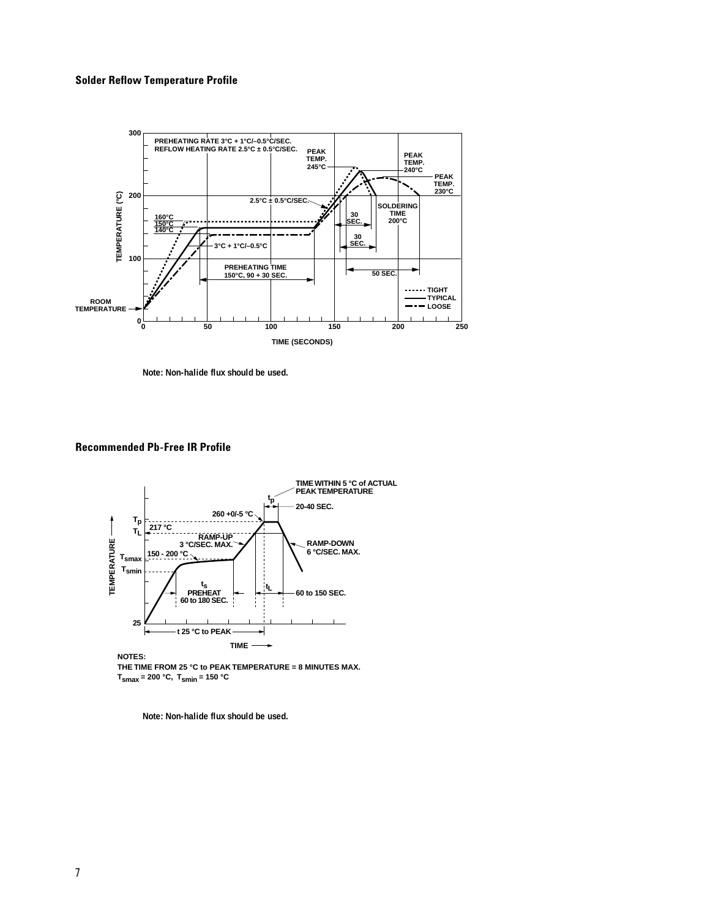### Solder Reflow Temperature Profile

Note: Non-halide flux should be used.

### Recommended Pb-Free IR Profile

NOTES:
THE TIME FROM 25 °C to PEAK TEMPERATURE = 8 MINUTES MAX.
$T_{smax}$ = 200 °C, $T_{smin}$ = 150 °C

Note: Non-halide flux should be used.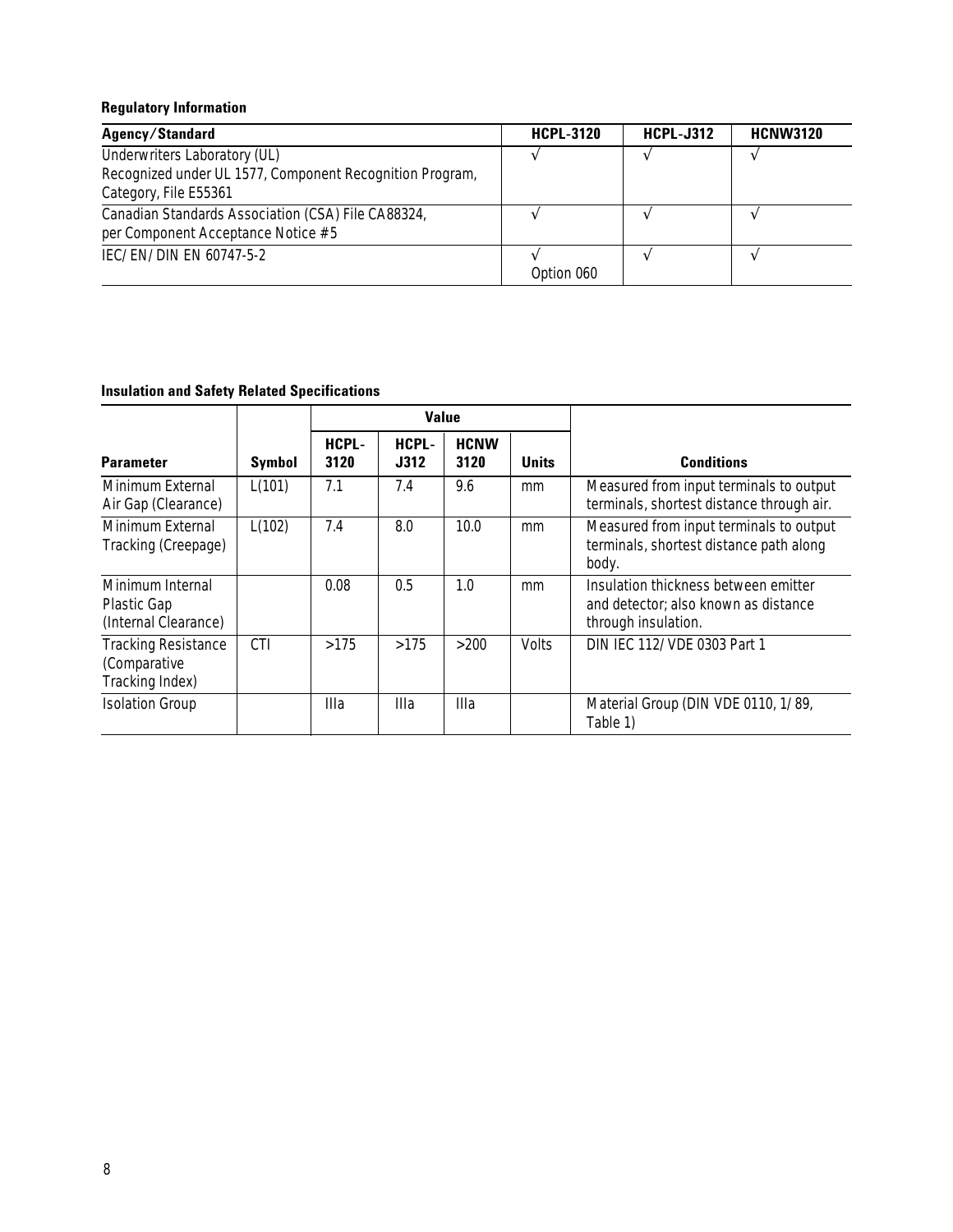### Regulatory Information

| Agency/Standard | HCPL-3120 | HCPL-J312 | HCNW3120 |
|---|---|---|---|
| Underwriters Laboratory (UL) Recognized under UL 1577, Component Recognition Program, Category, File E55361 | √ | √ | √ |
| Canadian Standards Association (CSA) File CA88324, per Component Acceptance Notice #5 | √ | √ | √ |
| IEC/EN/DIN EN 60747-5-2 | √ Option 060 | √ | √ |

### Insulation and Safety Related Specifications

| Parameter | Symbol | Value | | | | Conditions |
|---|---|---|---|---|---|---|
| | | HCPL-3120 | HCPL-J312 | HCNW 3120 | Units | |
| Minimum External Air Gap (Clearance) | L(101) | 7.1 | 7.4 | 9.6 | mm | Measured from input terminals to output terminals, shortest distance through air. |
| Minimum External Tracking (Creepage) | L(102) | 7.4 | 8.0 | 10.0 | mm | Measured from input terminals to output terminals, shortest distance path along body. |
| Minimum Internal Plastic Gap (Internal Clearance) | | 0.08 | 0.5 | 1.0 | mm | Insulation thickness between emitter and detector; also known as distance through insulation. |
| Tracking Resistance (Comparative Tracking Index) | CTI | >175 | >175 | >200 | Volts | DIN IEC 112/VDE 0303 Part 1 |
| Isolation Group | | IIIa | IIIa | IIIa | | Material Group (DIN VDE 0110, 1/89, Table 1) |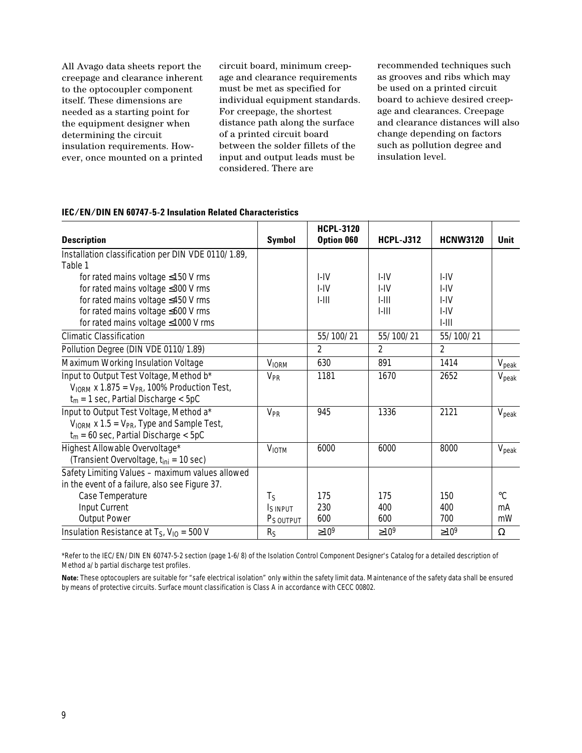All Avago data sheets report the creepage and clearance inherent to the optocoupler component itself. These dimensions are needed as a starting point for the equipment designer when determining the circuit insulation requirements. However, once mounted on a printed circuit board, minimum creepage and clearance requirements must be met as specified for individual equipment standards. For creepage, the shortest distance path along the surface of a printed circuit board between the solder fillets of the input and output leads must be considered. There are recommended techniques such as grooves and ribs which may be used on a printed circuit board to achieve desired creepage and clearances. Creepage and clearance distances will also change depending on factors such as pollution degree and insulation level.

**IEC/EN/DIN EN 60747-5-2 Insulation Related Characteristics**

| Description | Symbol | HCPL-3120 Option 060 | HCPL-J312 | HCNW3120 | Unit |
|---|---|---|---|---|---|
| Installation classification per DIN VDE 0110/1.89, Table 1 | | | | | |
| for rated mains voltage ≤150 V rms | | I-IV | I-IV | I-IV | |
| for rated mains voltage ≤300 V rms | | I-IV | I-IV | I-IV | |
| for rated mains voltage ≤450 V rms | | I-III | I-III | I-IV | |
| for rated mains voltage ≤600 V rms | | | I-III | I-IV | |
| for rated mains voltage ≤1000 V rms | | | | I-III | |
| Climatic Classification | | 55/100/21 | 55/100/21 | 55/100/21 | |
| Pollution Degree (DIN VDE 0110/1.89) | | 2 | 2 | 2 | |
| Maximum Working Insulation Voltage | $V_{IORM}$ | 630 | 891 | 1414 | $V_{peak}$ |
| Input to Output Test Voltage, Method b* $V_{IORM} \times 1.875 = V_{PR}$, 100% Production Test, $t_m$ = 1 sec, Partial Discharge < 5pC | $V_{PR}$ | 1181 | 1670 | 2652 | $V_{peak}$ |
| Input to Output Test Voltage, Method a* $V_{IORM} \times 1.5 = V_{PR}$, Type and Sample Test, $t_m$ = 60 sec, Partial Discharge < 5pC | $V_{PR}$ | 945 | 1336 | 2121 | $V_{peak}$ |
| Highest Allowable Overvoltage* (Transient Overvoltage, $t_{ini}$ = 10 sec) | $V_{IOTM}$ | 6000 | 6000 | 8000 | $V_{peak}$ |
| Safety Limiting Values – maximum values allowed in the event of a failure, also see Figure 37. | | | | | |
| Case Temperature | $T_S$ | 175 | 175 | 150 | °C |
| Input Current | $I_{S\,INPUT}$ | 230 | 400 | 400 | mA |
| Output Power | $P_{S\,OUTPUT}$ | 600 | 600 | 700 | mW |
| Insulation Resistance at $T_S$, $V_{IO}$ = 500 V | $R_S$ | $\geq 10^9$ | $\geq 10^9$ | $\geq 10^9$ | Ω |

*Refer to the IEC/EN/DIN EN 60747-5-2 section (page 1-6/8) of the Isolation Control Component Designer's Catalog for a detailed description of Method a/b partial discharge test profiles.

**Note:** These optocouplers are suitable for "safe electrical isolation" only within the safety limit data. Maintenance of the safety data shall be ensured by means of protective circuits. Surface mount classification is Class A in accordance with CECC 00802.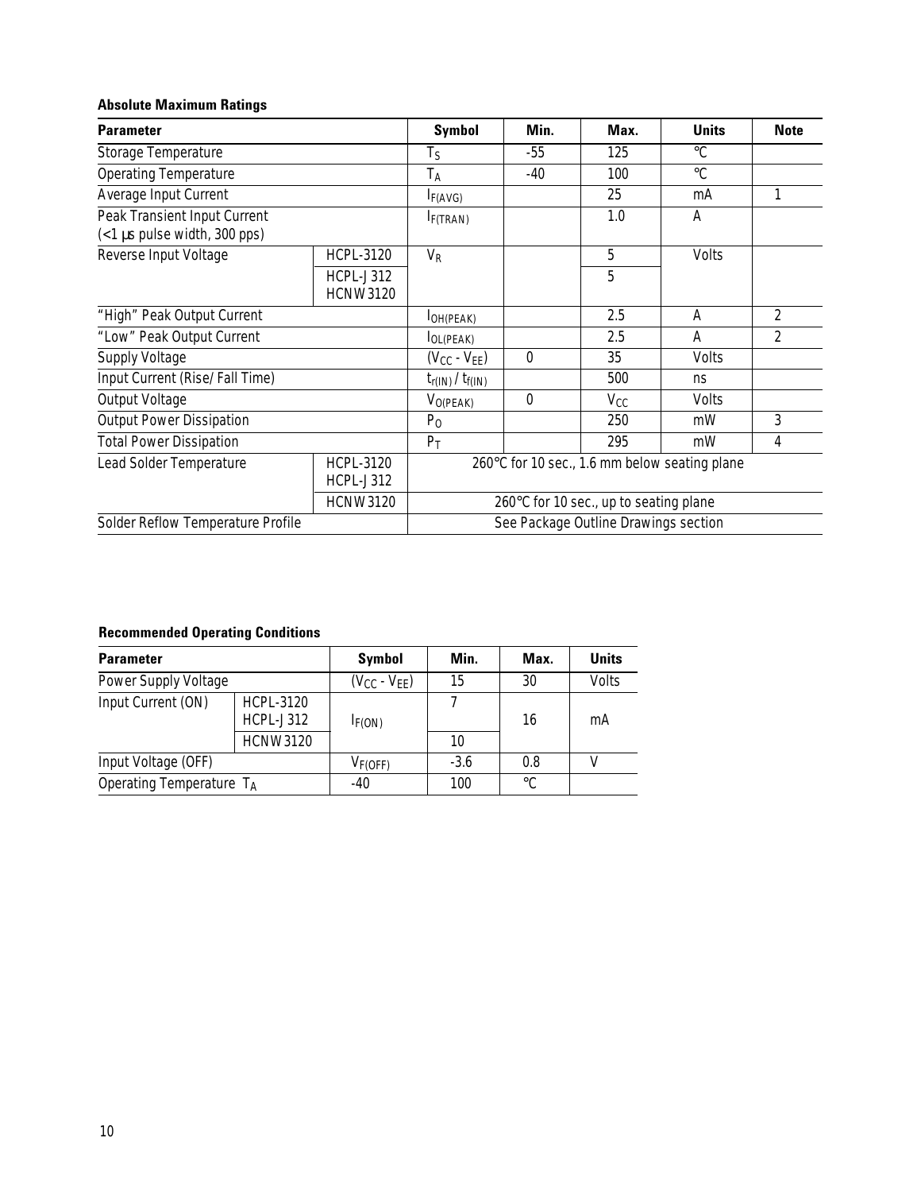**Absolute Maximum Ratings**

| Parameter | | Symbol | Min. | Max. | Units | Note |
|---|---|---|---|---|---|---|
| Storage Temperature | | $T_S$ | -55 | 125 | °C | |
| Operating Temperature | | $T_A$ | -40 | 100 | °C | |
| Average Input Current | | $I_{F(AVG)}$ | | 25 | mA | 1 |
| Peak Transient Input Current (<1 µs pulse width, 300 pps) | | $I_{F(TRAN)}$ | | 1.0 | A | |
| Reverse Input Voltage | HCPL-3120 | $V_R$ | | 5 | Volts | |
| | HCPL-J312 HCNW3120 | | | 5 | | |
| "High" Peak Output Current | | $I_{OH(PEAK)}$ | | 2.5 | A | 2 |
| "Low" Peak Output Current | | $I_{OL(PEAK)}$ | | 2.5 | A | 2 |
| Supply Voltage | | $(V_{CC} - V_{EE})$ | 0 | 35 | Volts | |
| Input Current (Rise/Fall Time) | | $t_{r(IN)} / t_{f(IN)}$ | | 500 | ns | |
| Output Voltage | | $V_{O(PEAK)}$ | 0 | $V_{CC}$ | Volts | |
| Output Power Dissipation | | $P_O$ | | 250 | mW | 3 |
| Total Power Dissipation | | $P_T$ | | 295 | mW | 4 |
| Lead Solder Temperature | HCPL-3120 HCPL-J312 | 260°C for 10 sec., 1.6 mm below seating plane | | | | |
| | HCNW3120 | 260°C for 10 sec., up to seating plane | | | | |
| Solder Reflow Temperature Profile | | See Package Outline Drawings section | | | | |

**Recommended Operating Conditions**

| Parameter | | Symbol | Min. | Max. | Units |
|---|---|---|---|---|---|
| Power Supply Voltage | | $(V_{CC} - V_{EE})$ | 15 | 30 | Volts |
| Input Current (ON) | HCPL-3120 HCPL-J312 | $I_{F(ON)}$ | 7 | 16 | mA |
| | HCNW3120 | | 10 | | |
| Input Voltage (OFF) | | $V_{F(OFF)}$ | -3.6 | 0.8 | V |
| Operating Temperature $T_A$ | | -40 | 100 | °C | |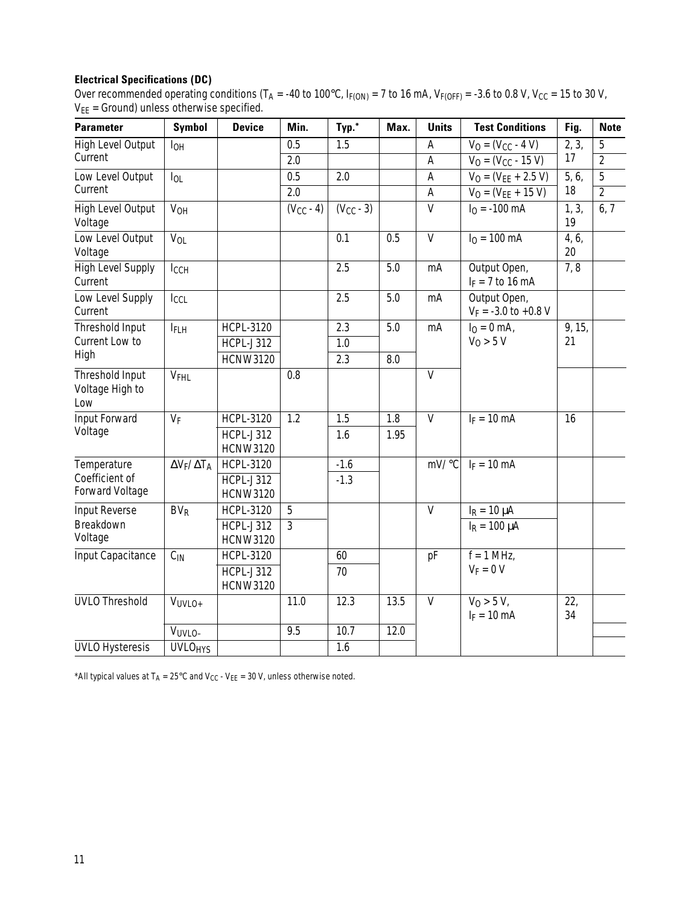**Electrical Specifications (DC)**

Over recommended operating conditions ($T_A$ = -40 to 100°C, $I_{F(ON)}$ = 7 to 16 mA, $V_{F(OFF)}$ = -3.6 to 0.8 V, $V_{CC}$ = 15 to 30 V, $V_{EE}$ = Ground) unless otherwise specified.

| Parameter | Symbol | Device | Min. | Typ.* | Max. | Units | Test Conditions | Fig. | Note |
|---|---|---|---|---|---|---|---|---|---|
| High Level Output Current | $I_{OH}$ | | 0.5 | 1.5 | | A | $V_O = (V_{CC} - 4\ V)$ | 2, 3, 17 | 5 |
| | | | 2.0 | | | A | $V_O = (V_{CC} - 15\ V)$ | | 2 |
| Low Level Output Current | $I_{OL}$ | | 0.5 | 2.0 | | A | $V_O = (V_{EE} + 2.5\ V)$ | 5, 6, 18 | 5 |
| | | | 2.0 | | | A | $V_O = (V_{EE} + 15\ V)$ | | 2 |
| High Level Output Voltage | $V_{OH}$ | | $(V_{CC} - 4)$ | $(V_{CC} - 3)$ | | V | $I_O$ = -100 mA | 1, 3, 19 | 6, 7 |
| Low Level Output Voltage | $V_{OL}$ | | | 0.1 | 0.5 | V | $I_O$ = 100 mA | 4, 6, 20 | |
| High Level Supply Current | $I_{CCH}$ | | | 2.5 | 5.0 | mA | Output Open, $I_F$ = 7 to 16 mA | 7, 8 | |
| Low Level Supply Current | $I_{CCL}$ | | | 2.5 | 5.0 | mA | Output Open, $V_F$ = -3.0 to +0.8 V | | |
| Threshold Input Current Low to High | $I_{FLH}$ | HCPL-3120 | | 2.3 | 5.0 | mA | $I_O$ = 0 mA, $V_O$ > 5 V | 9, 15, 21 | |
| | | HCPL-J312 | | 1.0 | | | | | |
| | | HCNW3120 | | 2.3 | 8.0 | | | | |
| Threshold Input Voltage High to Low | $V_{FHL}$ | | 0.8 | | | V | | | |
| Input Forward Voltage | $V_F$ | HCPL-3120 | 1.2 | 1.5 | 1.8 | V | $I_F$ = 10 mA | 16 | |
| | | HCPL-J312 HCNW3120 | | 1.6 | 1.95 | | | | |
| Temperature Coefficient of Forward Voltage | $\Delta V_F / \Delta T_A$ | HCPL-3120 | | -1.6 | | mV/°C | $I_F$ = 10 mA | | |
| | | HCPL-J312 HCNW3120 | | -1.3 | | | | | |
| Input Reverse Breakdown Voltage | $BV_R$ | HCPL-3120 | 5 | | | V | $I_R$ = 10 µA | | |
| | | HCPL-J312 HCNW3120 | 3 | | | | $I_R$ = 100 µA | | |
| Input Capacitance | $C_{IN}$ | HCPL-3120 | | 60 | | pF | f = 1 MHz, $V_F$ = 0 V | | |
| | | HCPL-J312 HCNW3120 | | 70 | | | | | |
| UVLO Threshold | $V_{UVLO+}$ | | 11.0 | 12.3 | 13.5 | V | $V_O$ > 5 V, $I_F$ = 10 mA | 22, 34 | |
| | $V_{UVLO-}$ | | 9.5 | 10.7 | 12.0 | | | | |
| UVLO Hysteresis | $UVLO_{HYS}$ | | | 1.6 | | | | | |

*All typical values at $T_A$ = 25°C and $V_{CC} - V_{EE}$ = 30 V, unless otherwise noted.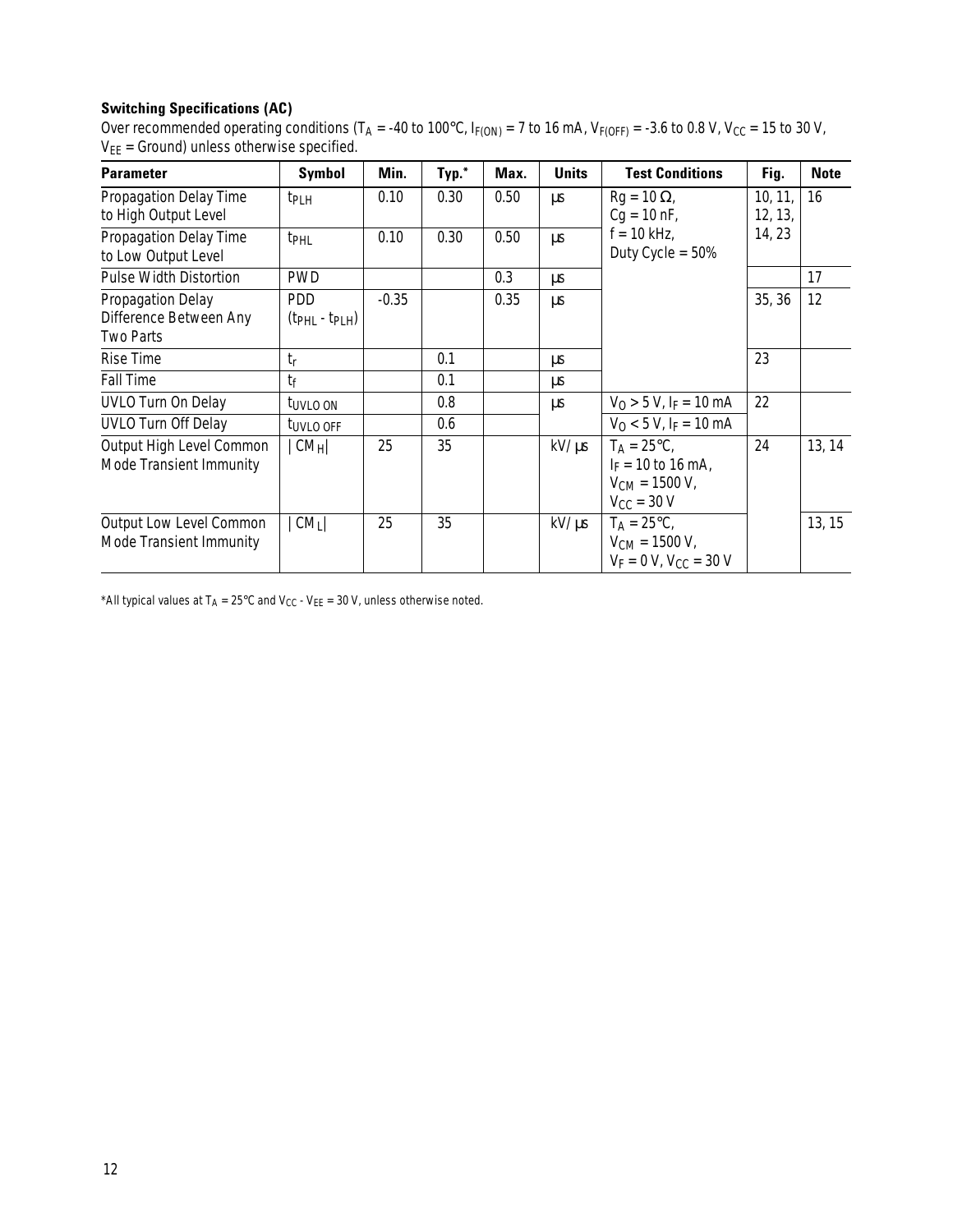**Switching Specifications (AC)**

Over recommended operating conditions ($T_A$ = -40 to 100°C, $I_{F(ON)}$ = 7 to 16 mA, $V_{F(OFF)}$ = -3.6 to 0.8 V, $V_{CC}$ = 15 to 30 V, $V_{EE}$ = Ground) unless otherwise specified.

| Parameter | Symbol | Min. | Typ.* | Max. | Units | Test Conditions | Fig. | Note |
|---|---|---|---|---|---|---|---|---|
| Propagation Delay Time to High Output Level | $t_{PLH}$ | 0.10 | 0.30 | 0.50 | µs | $Rg = 10\ \Omega$, $Cg = 10$ nF, $f = 10$ kHz, Duty Cycle = 50% | 10, 11, 12, 13, 14, 23 | 16 |
| Propagation Delay Time to Low Output Level | $t_{PHL}$ | 0.10 | 0.30 | 0.50 | µs | | | |
| Pulse Width Distortion | PWD | | | 0.3 | µs | | | 17 |
| Propagation Delay Difference Between Any Two Parts | PDD ($t_{PHL} - t_{PLH}$) | -0.35 | | 0.35 | µs | | 35, 36 | 12 |
| Rise Time | $t_r$ | | 0.1 | | µs | | 23 | |
| Fall Time | $t_f$ | | 0.1 | | µs | | | |
| UVLO Turn On Delay | $t_{UVLO\ ON}$ | | 0.8 | | µs | $V_O > 5$ V, $I_F = 10$ mA | 22 | |
| UVLO Turn Off Delay | $t_{UVLO\ OFF}$ | | 0.6 | | | $V_O < 5$ V, $I_F = 10$ mA | | |
| Output High Level Common Mode Transient Immunity | $\lvert CM_H \rvert$ | 25 | 35 | | kV/µs | $T_A = 25°C$, $I_F = 10$ to 16 mA, $V_{CM} = 1500$ V, $V_{CC} = 30$ V | 24 | 13, 14 |
| Output Low Level Common Mode Transient Immunity | $\lvert CM_L \rvert$ | 25 | 35 | | kV/µs | $T_A = 25°C$, $V_{CM} = 1500$ V, $V_F = 0$ V, $V_{CC} = 30$ V | | 13, 15 |

*All typical values at $T_A$ = 25°C and $V_{CC} - V_{EE}$ = 30 V, unless otherwise noted.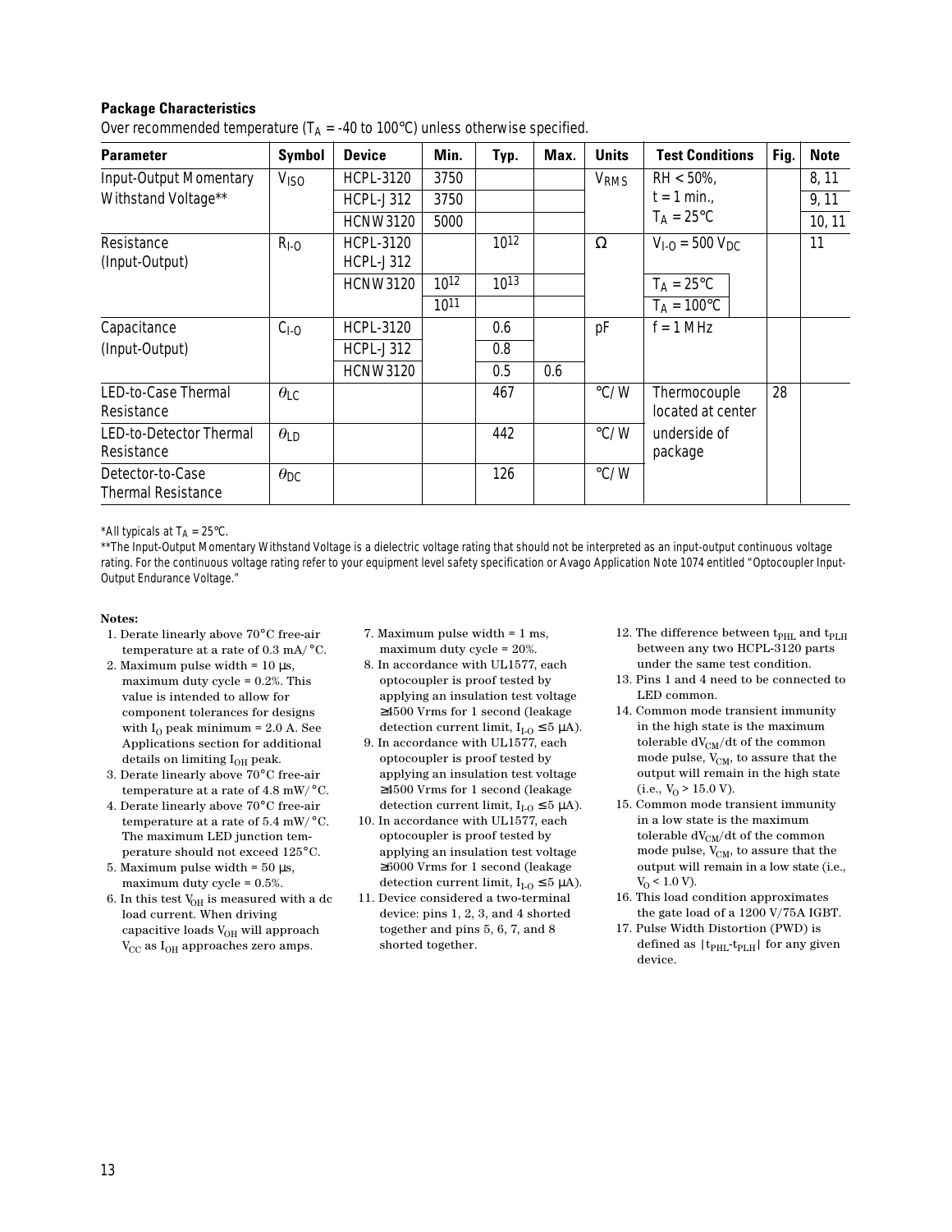### Package Characteristics

Over recommended temperature ($T_A$ = -40 to 100°C) unless otherwise specified.

| Parameter | Symbol | Device | Min. | Typ. | Max. | Units | Test Conditions | | Fig. | Note |
|---|---|---|---|---|---|---|---|---|---|---|
| Input-Output Momentary Withstand Voltage** | $V_{ISO}$ | HCPL-3120 | 3750 | | | $V_{RMS}$ | RH < 50%, t = 1 min., $T_A$ = 25°C | | | 8, 11 |
| | | HCPL-J312 | 3750 | | | | | | | 9, 11 |
| | | HCNW3120 | 5000 | | | | | | | 10, 11 |
| Resistance (Input-Output) | $R_{I-O}$ | HCPL-3120 HCPL-J312 | | $10^{12}$ | | Ω | $V_{I-O}$ = 500 $V_{DC}$ | | | 11 |
| | | HCNW3120 | $10^{12}$ | $10^{13}$ | | | | $T_A$ = 25°C | | |
| | | | $10^{11}$ | | | | | $T_A$ = 100°C | | |
| Capacitance (Input-Output) | $C_{I-O}$ | HCPL-3120 | | 0.6 | | pF | f = 1 MHz | | | |
| | | HCPL-J312 | | 0.8 | | | | | | |
| | | HCNW3120 | | 0.5 | 0.6 | | | | | |
| LED-to-Case Thermal Resistance | $\theta_{LC}$ | | | 467 | | °C/W | Thermocouple located at center underside of package | | 28 | |
| LED-to-Detector Thermal Resistance | $\theta_{LD}$ | | | 442 | | °C/W | | | | |
| Detector-to-Case Thermal Resistance | $\theta_{DC}$ | | | 126 | | °C/W | | | | |

*All typicals at $T_A$ = 25°C.

**The Input-Output Momentary Withstand Voltage is a dielectric voltage rating that should not be interpreted as an input-output continuous voltage rating. For the continuous voltage rating refer to your equipment level safety specification or Avago Application Note 1074 entitled "Optocoupler Input-Output Endurance Voltage."

**Notes:**

1. Derate linearly above 70°C free-air temperature at a rate of 0.3 mA/°C.
2. Maximum pulse width = 10 µs, maximum duty cycle = 0.2%. This value is intended to allow for component tolerances for designs with $I_O$ peak minimum = 2.0 A. See Applications section for additional details on limiting $I_{OH}$ peak.
3. Derate linearly above 70°C free-air temperature at a rate of 4.8 mW/°C.
4. Derate linearly above 70°C free-air temperature at a rate of 5.4 mW/°C. The maximum LED junction temperature should not exceed 125°C.
5. Maximum pulse width = 50 µs, maximum duty cycle = 0.5%.
6. In this test $V_{OH}$ is measured with a dc load current. When driving capacitive loads $V_{OH}$ will approach $V_{CC}$ as $I_{OH}$ approaches zero amps.
7. Maximum pulse width = 1 ms, maximum duty cycle = 20%.
8. In accordance with UL1577, each optocoupler is proof tested by applying an insulation test voltage ≥4500 Vrms for 1 second (leakage detection current limit, $I_{I-O}$ ≤ 5 µA).
9. In accordance with UL1577, each optocoupler is proof tested by applying an insulation test voltage ≥4500 Vrms for 1 second (leakage detection current limit, $I_{I-O}$ ≤ 5 µA).
10. In accordance with UL1577, each optocoupler is proof tested by applying an insulation test voltage ≥6000 Vrms for 1 second (leakage detection current limit, $I_{I-O}$ ≤ 5 µA).
11. Device considered a two-terminal device: pins 1, 2, 3, and 4 shorted together and pins 5, 6, 7, and 8 shorted together.
12. The difference between $t_{PHL}$ and $t_{PLH}$ between any two HCPL-3120 parts under the same test condition.
13. Pins 1 and 4 need to be connected to LED common.
14. Common mode transient immunity in the high state is the maximum tolerable $dV_{CM}/dt$ of the common mode pulse, $V_{CM}$, to assure that the output will remain in the high state (i.e., $V_O$ > 15.0 V).
15. Common mode transient immunity in a low state is the maximum tolerable $dV_{CM}/dt$ of the common mode pulse, $V_{CM}$, to assure that the output will remain in a low state (i.e., $V_O$ < 1.0 V).
16. This load condition approximates the gate load of a 1200 V/75A IGBT.
17. Pulse Width Distortion (PWD) is defined as $|t_{PHL}-t_{PLH}|$ for any given device.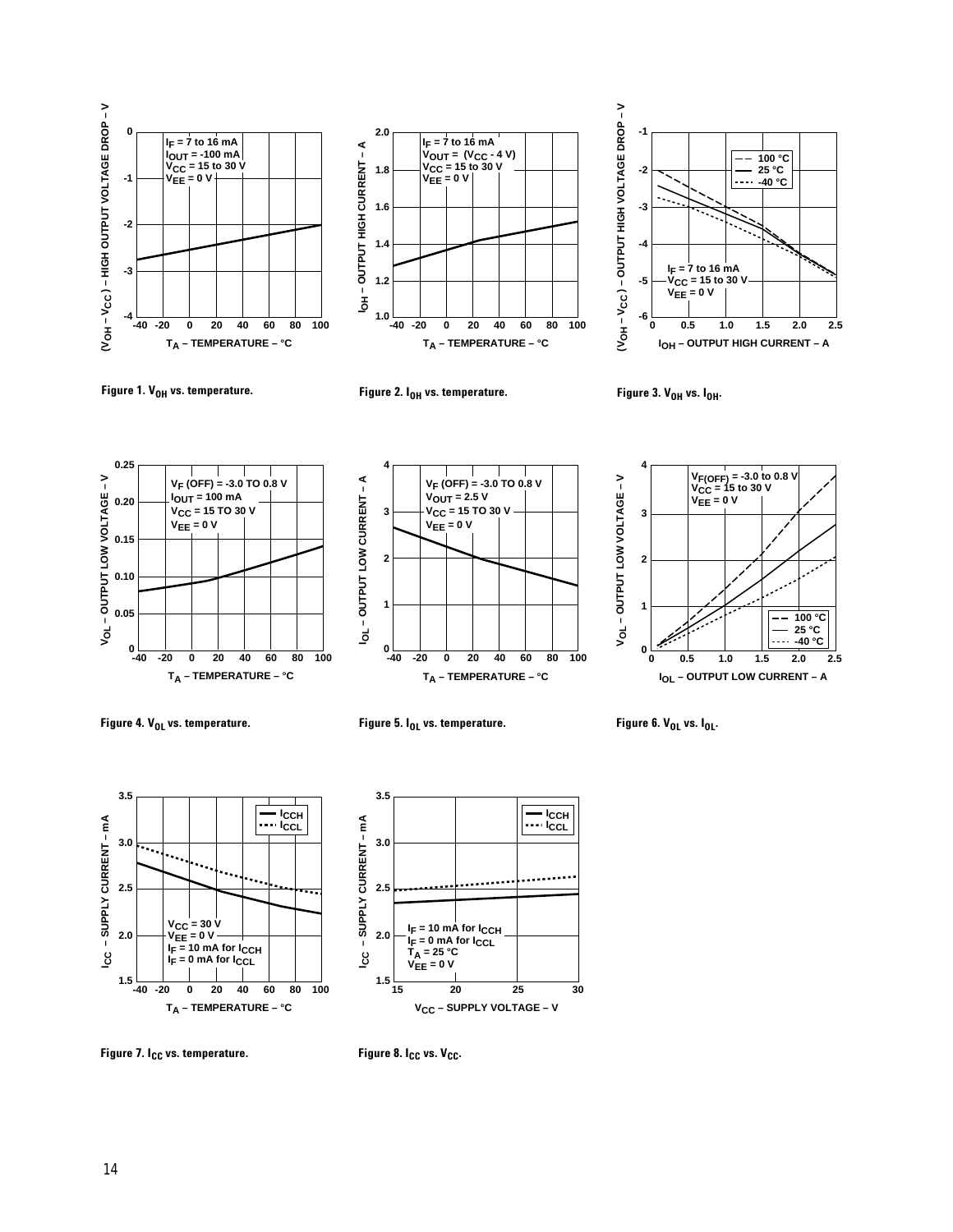Figure 1. $V_{OH}$ vs. temperature.

Figure 2. $I_{OH}$ vs. temperature.

Figure 3. $V_{OH}$ vs. $I_{OH}$.

Figure 4. $V_{OL}$ vs. temperature.

Figure 5. $I_{OL}$ vs. temperature.

Figure 6. $V_{OL}$ vs. $I_{OL}$.

Figure 7. $I_{CC}$ vs. temperature.

Figure 8. $I_{CC}$ vs. $V_{CC}$.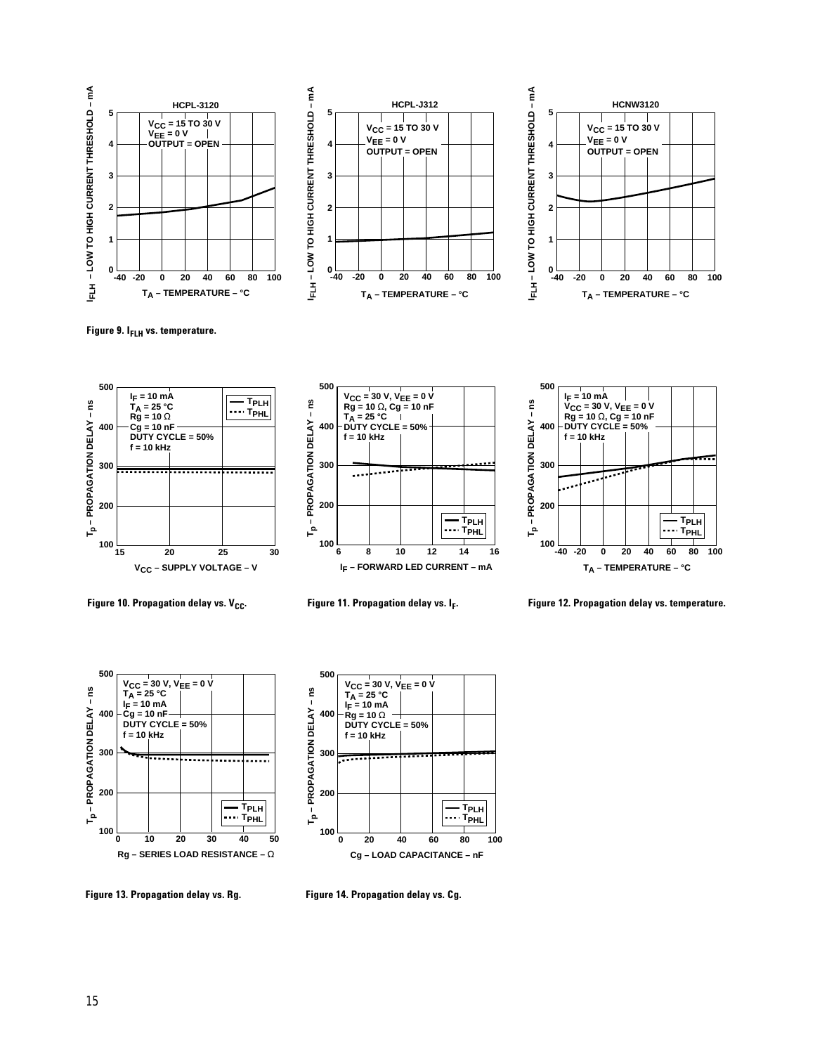Figure 9. $I_{FLH}$ vs. temperature.

Figure 10. Propagation delay vs. $V_{CC}$.

Figure 11. Propagation delay vs. $I_F$.

Figure 12. Propagation delay vs. temperature.

Figure 13. Propagation delay vs. Rg.

Figure 14. Propagation delay vs. Cg.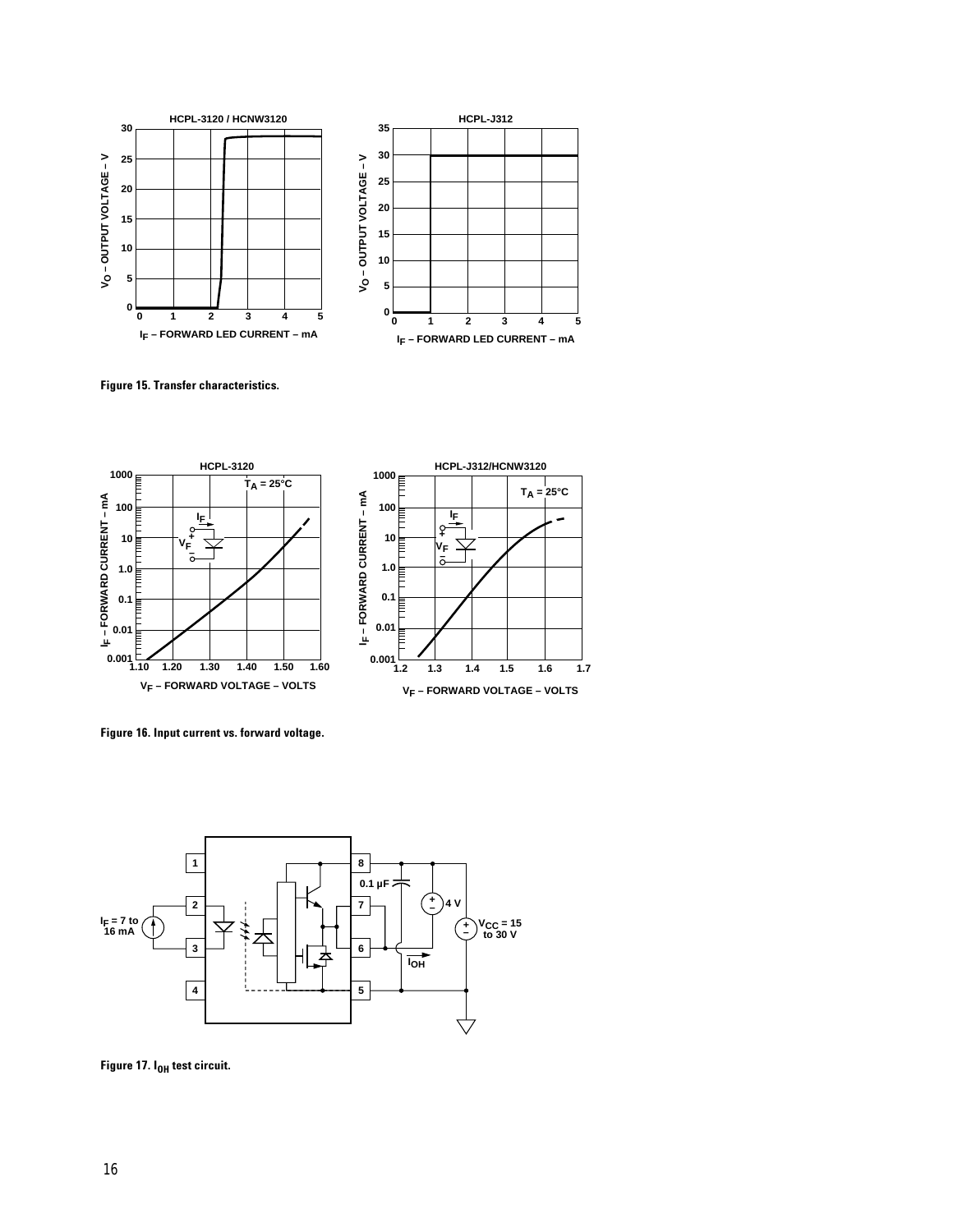Figure 15. Transfer characteristics.

Figure 16. Input current vs. forward voltage.

Figure 17. $I_{OH}$ test circuit.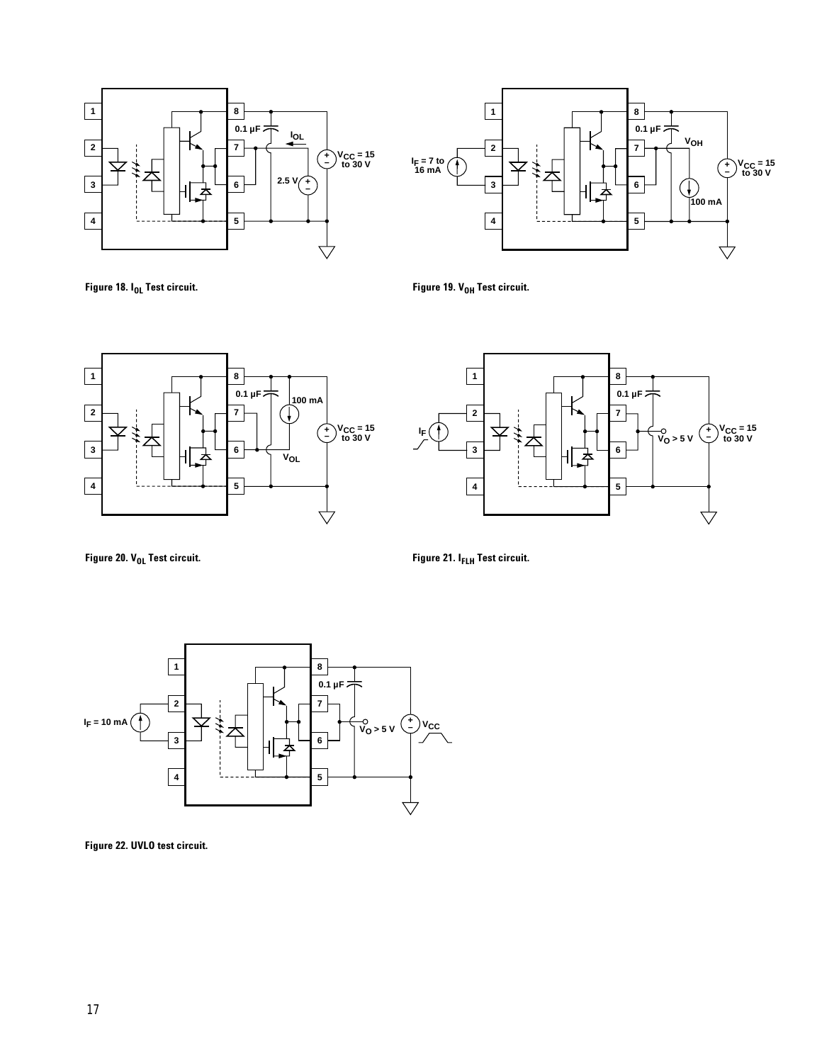Figure 18. $I_{OL}$ Test circuit.

Figure 19. $V_{OH}$ Test circuit.

Figure 20. $V_{OL}$ Test circuit.

Figure 21. $I_{FLH}$ Test circuit.

Figure 22. UVLO test circuit.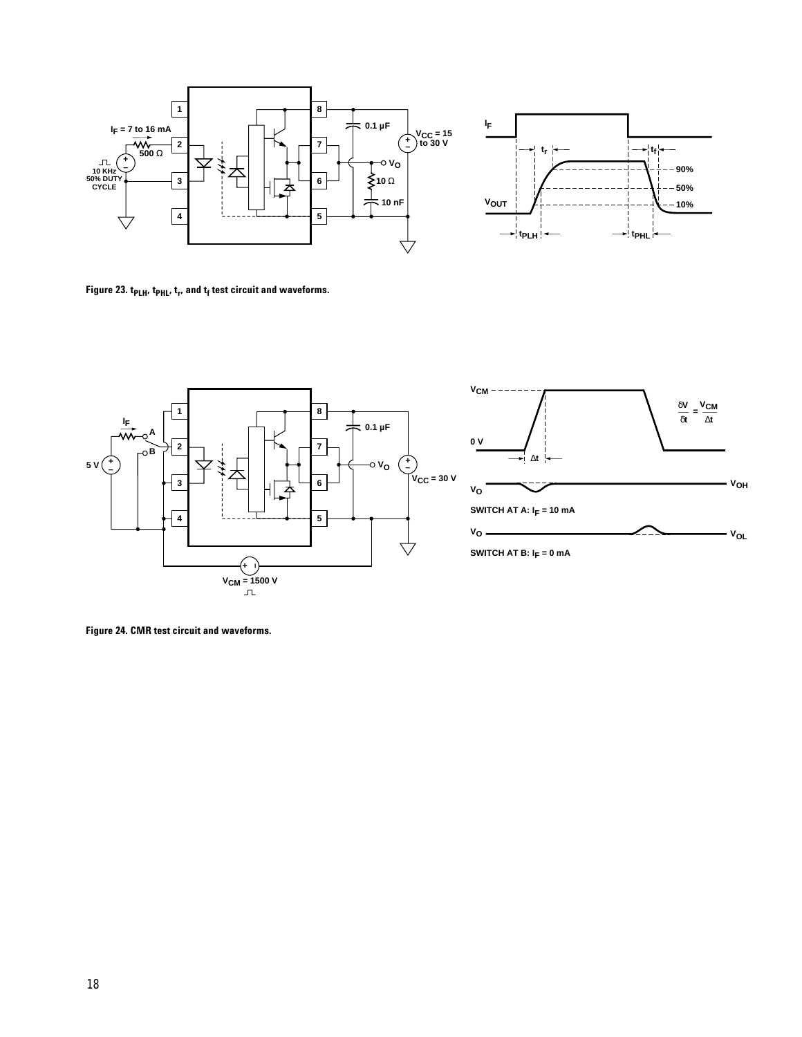Figure 23. $t_{PLH}$, $t_{PHL}$, $t_r$, and $t_f$ test circuit and waveforms.

Figure 24. CMR test circuit and waveforms.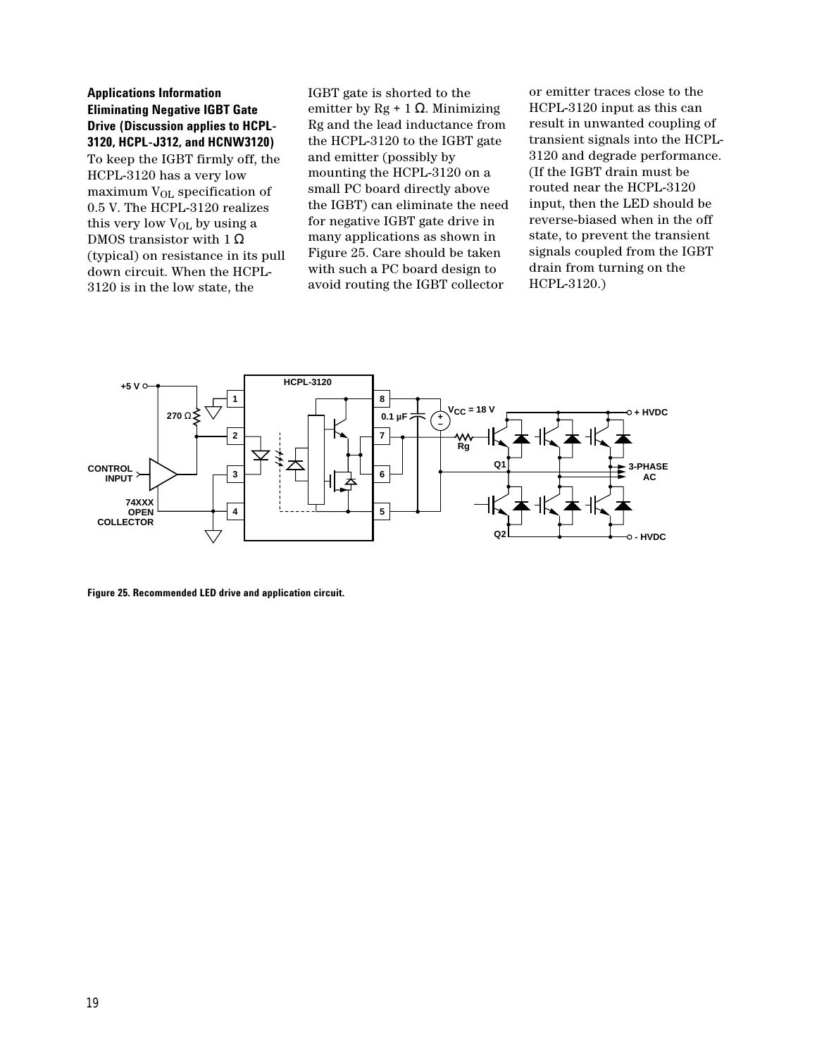### Applications Information

### Eliminating Negative IGBT Gate Drive (Discussion applies to HCPL-3120, HCPL-J312, and HCNW3120)

To keep the IGBT firmly off, the HCPL-3120 has a very low maximum $V_{OL}$ specification of 0.5 V. The HCPL-3120 realizes this very low $V_{OL}$ by using a DMOS transistor with 1 Ω (typical) on resistance in its pull down circuit. When the HCPL-3120 is in the low state, the IGBT gate is shorted to the emitter by Rg + 1 Ω. Minimizing Rg and the lead inductance from the HCPL-3120 to the IGBT gate and emitter (possibly by mounting the HCPL-3120 on a small PC board directly above the IGBT) can eliminate the need for negative IGBT gate drive in many applications as shown in Figure 25. Care should be taken with such a PC board design to avoid routing the IGBT collector or emitter traces close to the HCPL-3120 input as this can result in unwanted coupling of transient signals into the HCPL-3120 and degrade performance. (If the IGBT drain must be routed near the HCPL-3120 input, then the LED should be reverse-biased when in the off state, to prevent the transient signals coupled from the IGBT drain from turning on the HCPL-3120.)

**Figure 25. Recommended LED drive and application circuit.**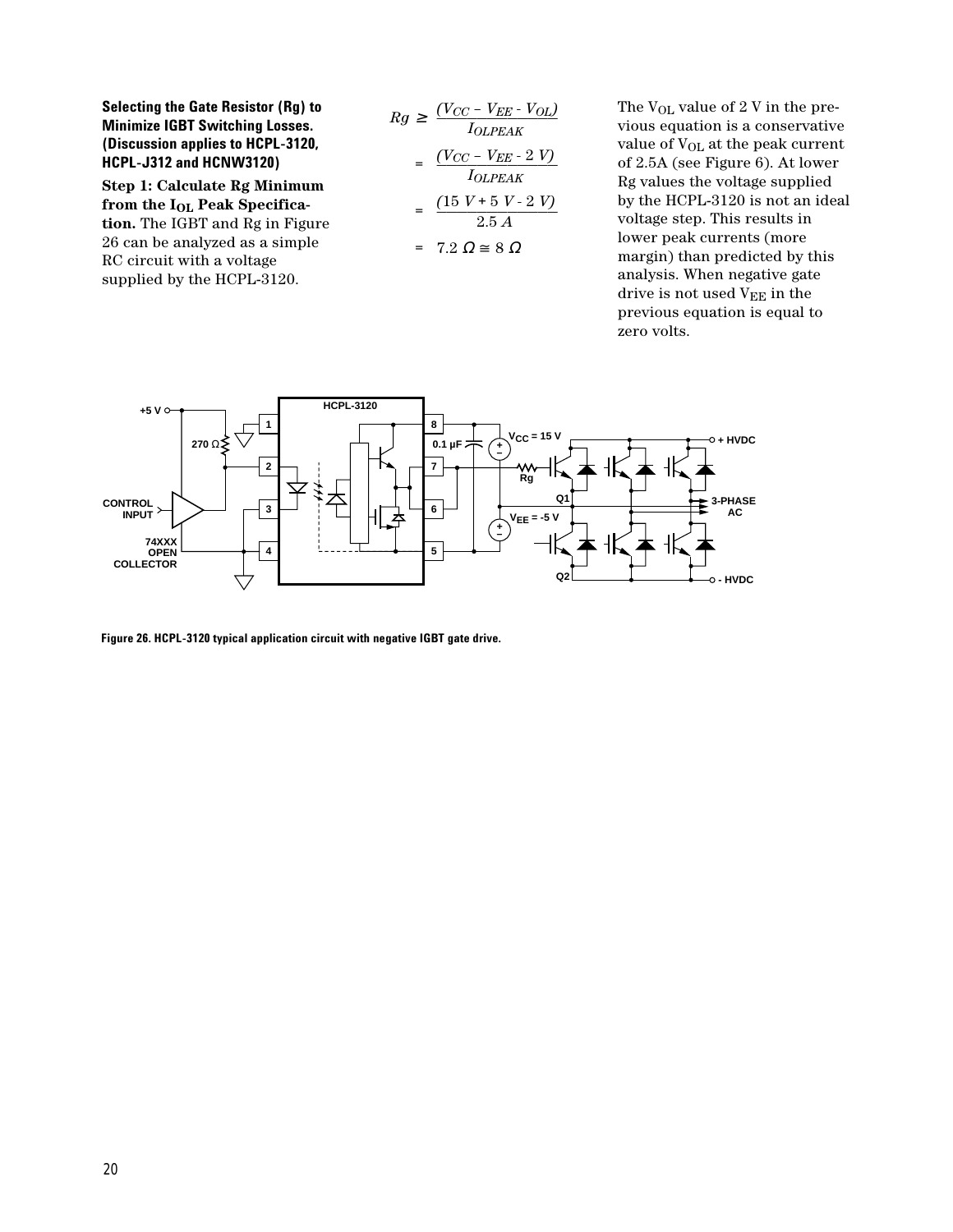**Selecting the Gate Resistor (Rg) to Minimize IGBT Switching Losses. (Discussion applies to HCPL-3120, HCPL-J312 and HCNW3120)**

**Step 1: Calculate Rg Minimum from the $I_{OL}$ Peak Specification.** The IGBT and Rg in Figure 26 can be analyzed as a simple RC circuit with a voltage supplied by the HCPL-3120.

$$Rg \geq \frac{(V_{CC} - V_{EE} - V_{OL})}{I_{OLPEAK}}$$

$$= \frac{(V_{CC} - V_{EE} - 2\ V)}{I_{OLPEAK}}$$

$$= \frac{(15\ V + 5\ V - 2\ V)}{2.5\ A}$$

$$= 7.2\ \Omega \cong 8\ \Omega$$

The $V_{OL}$ value of 2 V in the previous equation is a conservative value of $V_{OL}$ at the peak current of 2.5A (see Figure 6). At lower Rg values the voltage supplied by the HCPL-3120 is not an ideal voltage step. This results in lower peak currents (more margin) than predicted by this analysis. When negative gate drive is not used $V_{EE}$ in the previous equation is equal to zero volts.

**Figure 26. HCPL-3120 typical application circuit with negative IGBT gate drive.**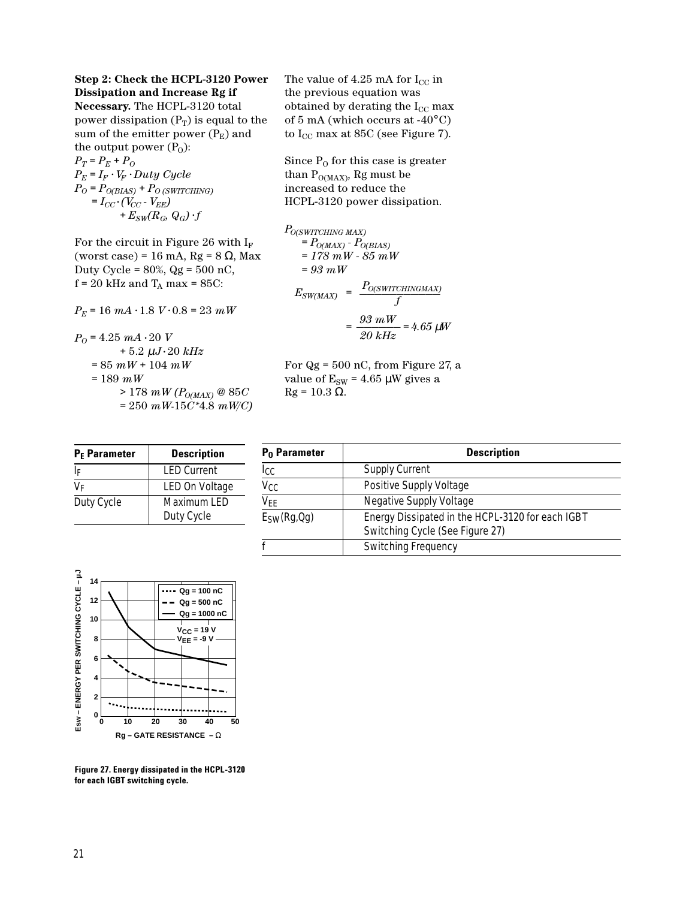**Step 2: Check the HCPL-3120 Power Dissipation and Increase Rg if Necessary.** The HCPL-3120 total power dissipation ($P_T$) is equal to the sum of the emitter power ($P_E$) and the output power ($P_O$):

$$P_T = P_E + P_O$$

$$P_E = I_F \cdot V_F \cdot Duty\ Cycle$$

$$P_O = P_{O(BIAS)} + P_{O\ (SWITCHING)}$$
$$= I_{CC} \cdot (V_{CC} - V_{EE})$$
$$+ E_{SW}(R_G, Q_G) \cdot f$$

For the circuit in Figure 26 with $I_F$ (worst case) = 16 mA, Rg = 8 Ω, Max Duty Cycle = 80%, Qg = 500 nC, f = 20 kHz and $T_A$ max = 85C:

$$P_E = 16\ mA \cdot 1.8\ V \cdot 0.8 = 23\ mW$$

$$P_O = 4.25\ mA \cdot 20\ V + 5.2\ \mu J \cdot 20\ kHz$$
$$= 85\ mW + 104\ mW$$
$$= 189\ mW$$
$$> 178\ mW\ (P_{O(MAX)}\ @\ 85C$$
$$= 250\ mW\text{-}15C{*}4.8\ mW/C)$$

The value of 4.25 mA for $I_{CC}$ in the previous equation was obtained by derating the $I_{CC}$ max of 5 mA (which occurs at -40°C) to $I_{CC}$ max at 85C (see Figure 7).

Since $P_O$ for this case is greater than $P_{O(MAX)}$, Rg must be increased to reduce the HCPL-3120 power dissipation.

$$P_{O(SWITCHING\ MAX)}$$
$$= P_{O(MAX)} - P_{O(BIAS)}$$
$$= 178\ mW - 85\ mW$$
$$= 93\ mW$$

$$E_{SW(MAX)} = \frac{P_{O(SWITCHINGMAX)}}{f}$$
$$= \frac{93\ mW}{20\ kHz} = 4.65\ \mu W$$

For Qg = 500 nC, from Figure 27, a value of $E_{SW}$ = 4.65 µW gives a Rg = 10.3 Ω.

| $P_E$ Parameter | Description |
|---|---|
| $I_F$ | LED Current |
| $V_F$ | LED On Voltage |
| Duty Cycle | Maximum LED Duty Cycle |

| $P_O$ Parameter | Description |
|---|---|
| $I_{CC}$ | Supply Current |
| $V_{CC}$ | Positive Supply Voltage |
| $V_{EE}$ | Negative Supply Voltage |
| $E_{SW}$(Rg,Qg) | Energy Dissipated in the HCPL-3120 for each IGBT Switching Cycle (See Figure 27) |
| f | Switching Frequency |

Figure 27. Energy dissipated in the HCPL-3120 for each IGBT switching cycle.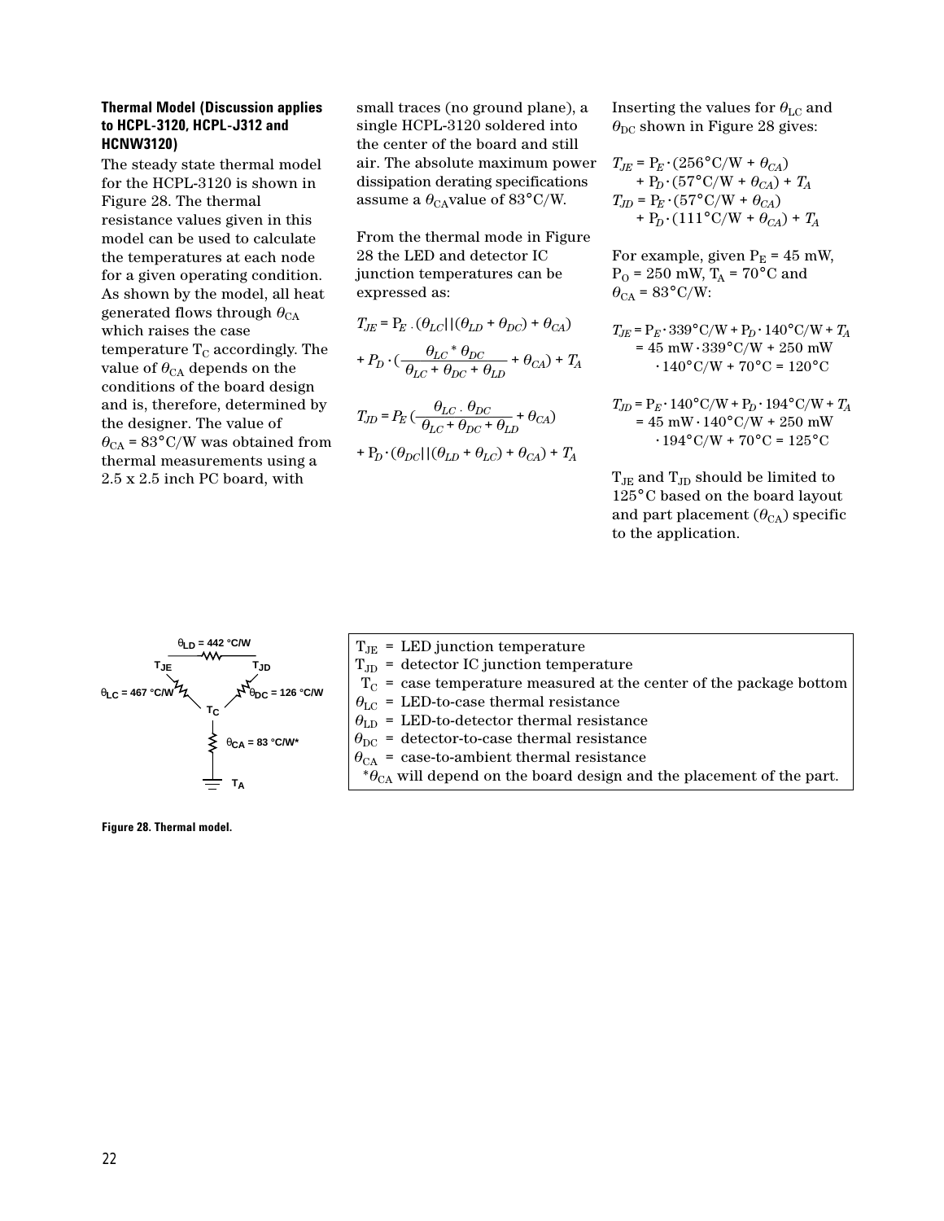**Thermal Model (Discussion applies to HCPL-3120, HCPL-J312 and HCNW3120)**

The steady state thermal model for the HCPL-3120 is shown in Figure 28. The thermal resistance values given in this model can be used to calculate the temperatures at each node for a given operating condition. As shown by the model, all heat generated flows through $\theta_{CA}$ which raises the case temperature $T_C$ accordingly. The value of $\theta_{CA}$ depends on the conditions of the board design and is, therefore, determined by the designer. The value of $\theta_{CA}$ = 83°C/W was obtained from thermal measurements using a 2.5 x 2.5 inch PC board, with small traces (no ground plane), a single HCPL-3120 soldered into the center of the board and still air. The absolute maximum power dissipation derating specifications assume a $\theta_{CA}$value of 83°C/W.

From the thermal mode in Figure 28 the LED and detector IC junction temperatures can be expressed as:

$$T_{JE} = P_E \cdot (\theta_{LC}||(\theta_{LD} + \theta_{DC}) + \theta_{CA}) + P_D \cdot \left(\frac{\theta_{LC} * \theta_{DC}}{\theta_{LC} + \theta_{DC} + \theta_{LD}} + \theta_{CA}\right) + T_A$$

$$T_{JD} = P_E \left(\frac{\theta_{LC} \cdot \theta_{DC}}{\theta_{LC} + \theta_{DC} + \theta_{LD}} + \theta_{CA}\right) + P_D \cdot (\theta_{DC}||(\theta_{LD} + \theta_{LC}) + \theta_{CA}) + T_A$$

Inserting the values for $\theta_{LC}$ and $\theta_{DC}$ shown in Figure 28 gives:

$$T_{JE} = P_E \cdot (256°C/W + \theta_{CA}) + P_D \cdot (57°C/W + \theta_{CA}) + T_A$$

$$T_{JD} = P_E \cdot (57°C/W + \theta_{CA}) + P_D \cdot (111°C/W + \theta_{CA}) + T_A$$

For example, given $P_E$ = 45 mW, $P_O$ = 250 mW, $T_A$ = 70°C and $\theta_{CA}$ = 83°C/W:

$$T_{JE} = P_E \cdot 339°C/W + P_D \cdot 140°C/W + T_A = 45 \text{ mW} \cdot 339°C/W + 250 \text{ mW} \cdot 140°C/W + 70°C = 120°C$$

$$T_{JD} = P_E \cdot 140°C/W + P_D \cdot 194°C/W + T_A = 45 \text{ mW} \cdot 140°C/W + 250 \text{ mW} \cdot 194°C/W + 70°C = 125°C$$

$T_{JE}$ and $T_{JD}$ should be limited to 125°C based on the board layout and part placement ($\theta_{CA}$) specific to the application.

$\theta_{LD}$ = 442 °C/W; $\theta_{LC}$ = 467 °C/W; $\theta_{DC}$ = 126 °C/W; $\theta_{CA}$ = 83 °C/W*; nodes $T_{JE}$, $T_{JD}$, $T_C$, $T_A$

$T_{JE}$ = LED junction temperature
$T_{JD}$ = detector IC junction temperature
$T_C$ = case temperature measured at the center of the package bottom
$\theta_{LC}$ = LED-to-case thermal resistance
$\theta_{LD}$ = LED-to-detector thermal resistance
$\theta_{DC}$ = detector-to-case thermal resistance
$\theta_{CA}$ = case-to-ambient thermal resistance
*$\theta_{CA}$ will depend on the board design and the placement of the part.

**Figure 28. Thermal model.**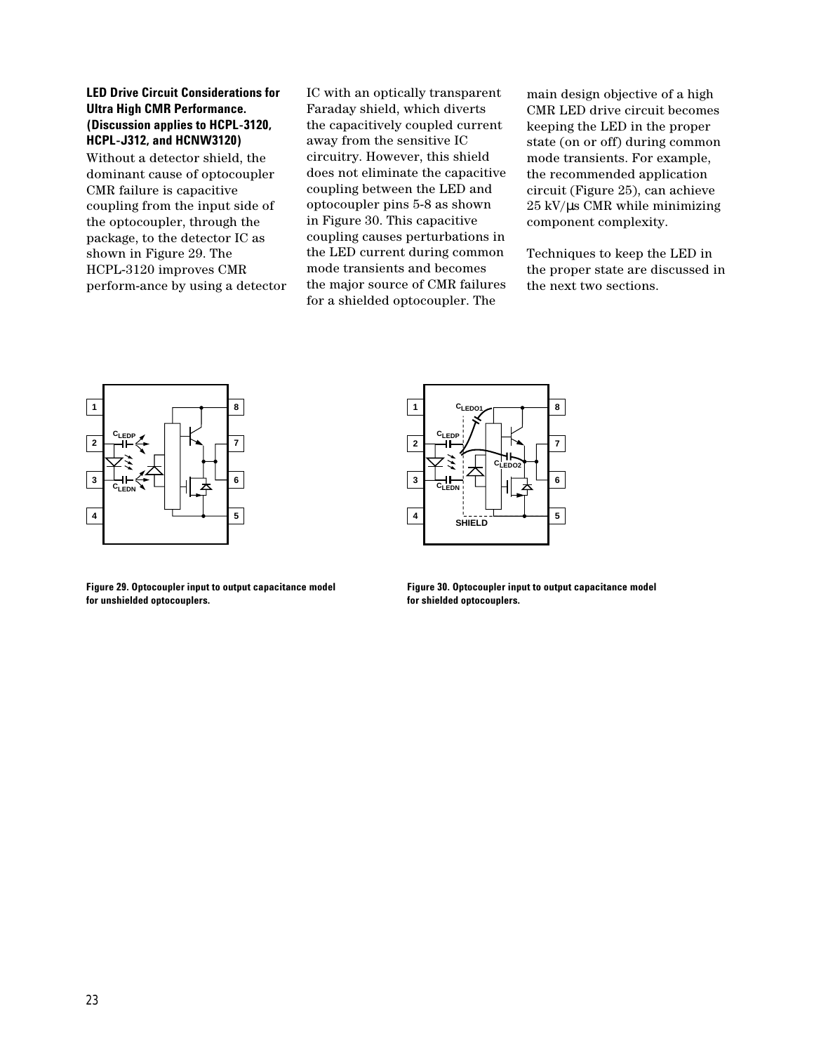**LED Drive Circuit Considerations for Ultra High CMR Performance. (Discussion applies to HCPL-3120, HCPL-J312, and HCNW3120)**

Without a detector shield, the dominant cause of optocoupler CMR failure is capacitive coupling from the input side of the optocoupler, through the package, to the detector IC as shown in Figure 29. The HCPL-3120 improves CMR perform-ance by using a detector IC with an optically transparent Faraday shield, which diverts the capacitively coupled current away from the sensitive IC circuitry. However, this shield does not eliminate the capacitive coupling between the LED and optocoupler pins 5-8 as shown in Figure 30. This capacitive coupling causes perturbations in the LED current during common mode transients and becomes the major source of CMR failures for a shielded optocoupler. The main design objective of a high CMR LED drive circuit becomes keeping the LED in the proper state (on or off) during common mode transients. For example, the recommended application circuit (Figure 25), can achieve 25 kV/µs CMR while minimizing component complexity.

Techniques to keep the LED in the proper state are discussed in the next two sections.

Figure 29. Optocoupler input to output capacitance model for unshielded optocouplers.

Figure 30. Optocoupler input to output capacitance model for shielded optocouplers.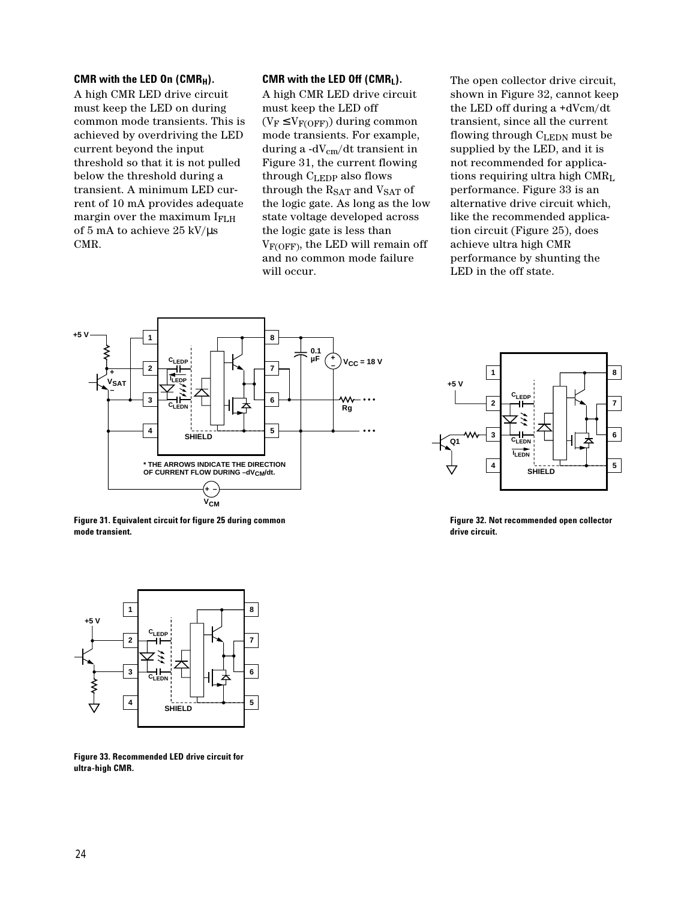### CMR with the LED On ($CMR_H$).

A high CMR LED drive circuit must keep the LED on during common mode transients. This is achieved by overdriving the LED current beyond the input threshold so that it is not pulled below the threshold during a transient. A minimum LED current of 10 mA provides adequate margin over the maximum $I_{FLH}$ of 5 mA to achieve 25 kV/µs CMR.

### CMR with the LED Off ($CMR_L$).

A high CMR LED drive circuit must keep the LED off ($V_F \leq V_{F(OFF)}$) during common mode transients. For example, during a $-dV_{cm}/dt$ transient in Figure 31, the current flowing through $C_{LEDP}$ also flows through the $R_{SAT}$ and $V_{SAT}$ of the logic gate. As long as the low state voltage developed across the logic gate is less than $V_{F(OFF)}$, the LED will remain off and no common mode failure will occur.

The open collector drive circuit, shown in Figure 32, cannot keep the LED off during a $+dV_{cm}/dt$ transient, since all the current flowing through $C_{LEDN}$ must be supplied by the LED, and it is not recommended for applications requiring ultra high $CMR_L$ performance. Figure 33 is an alternative drive circuit which, like the recommended application circuit (Figure 25), does achieve ultra high CMR performance by shunting the LED in the off state.

* THE ARROWS INDICATE THE DIRECTION OF CURRENT FLOW DURING $-dV_{CM}/dt$.

**Figure 31. Equivalent circuit for figure 25 during common mode transient.**

**Figure 32. Not recommended open collector drive circuit.**

**Figure 33. Recommended LED drive circuit for ultra-high CMR.**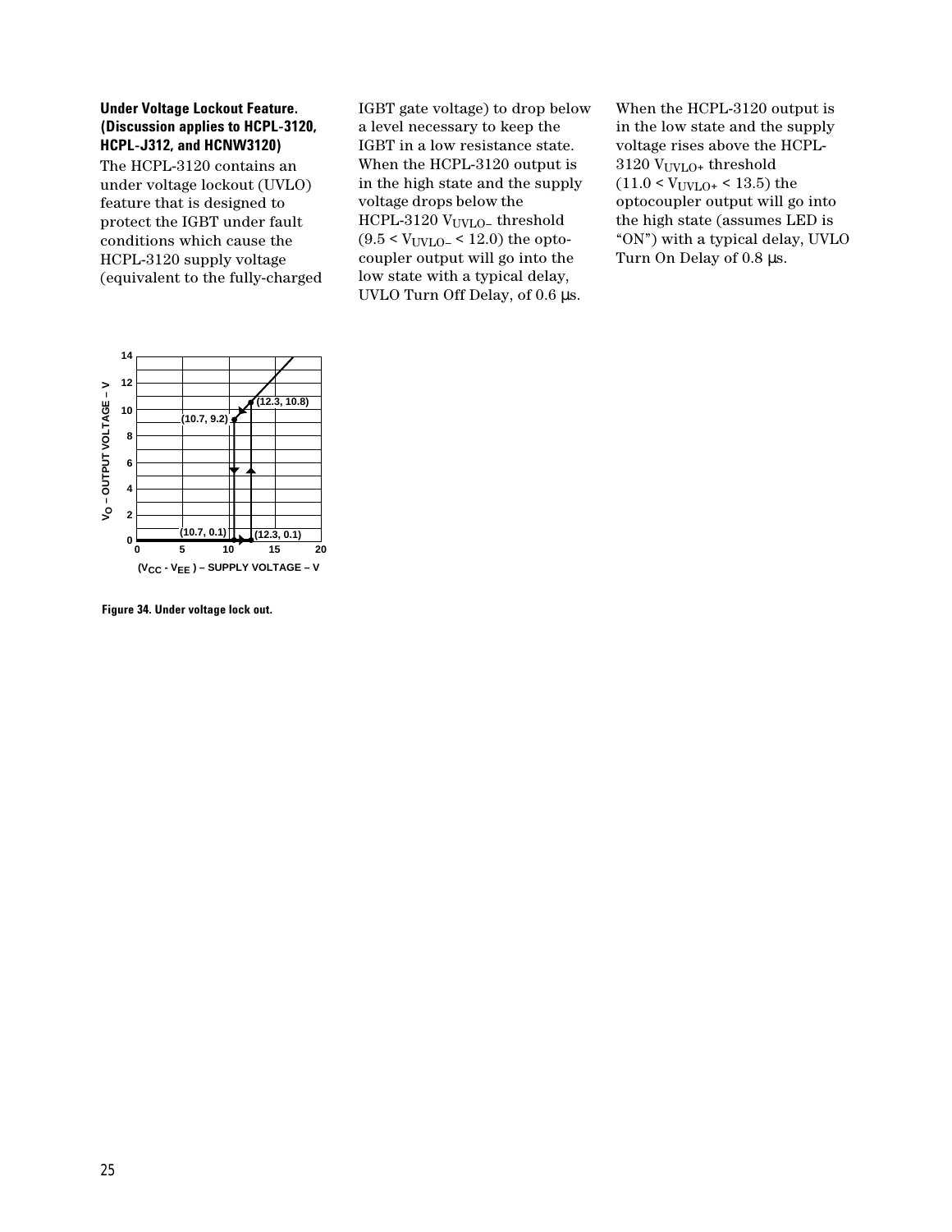**Under Voltage Lockout Feature. (Discussion applies to HCPL-3120, HCPL-J312, and HCNW3120)**

The HCPL-3120 contains an under voltage lockout (UVLO) feature that is designed to protect the IGBT under fault conditions which cause the HCPL-3120 supply voltage (equivalent to the fully-charged IGBT gate voltage) to drop below a level necessary to keep the IGBT in a low resistance state. When the HCPL-3120 output is in the high state and the supply voltage drops below the HCPL-3120 $V_{UVLO-}$ threshold ($9.5 < V_{UVLO-} < 12.0$) the opto-coupler output will go into the low state with a typical delay, UVLO Turn Off Delay, of 0.6 µs.

When the HCPL-3120 output is in the low state and the supply voltage rises above the HCPL-3120 $V_{UVLO+}$ threshold ($11.0 < V_{UVLO+} < 13.5$) the optocoupler output will go into the high state (assumes LED is "ON") with a typical delay, UVLO Turn On Delay of 0.8 µs.

Figure 34. Under voltage lock out.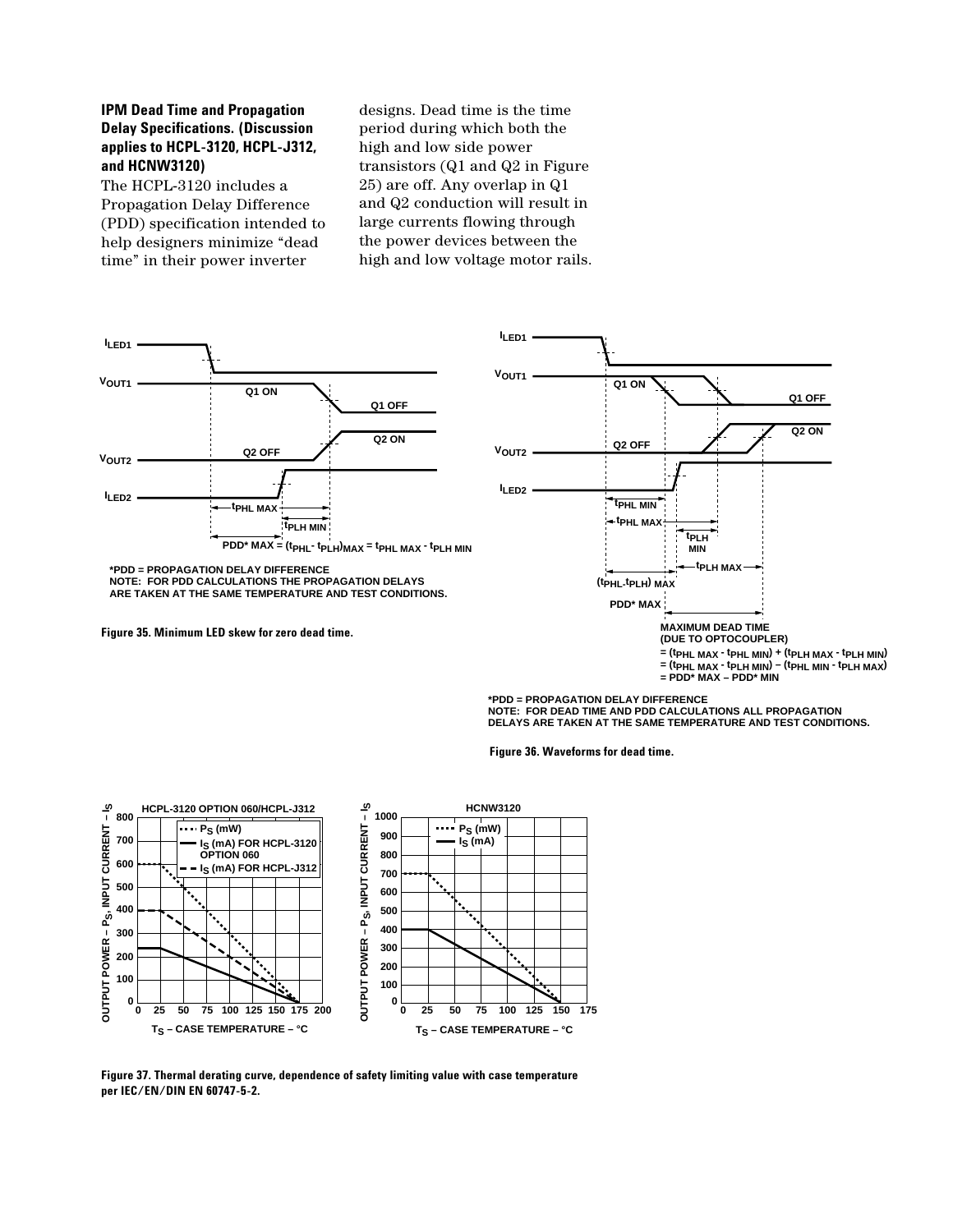**IPM Dead Time and Propagation Delay Specifications. (Discussion applies to HCPL-3120, HCPL-J312, and HCNW3120)**

The HCPL-3120 includes a Propagation Delay Difference (PDD) specification intended to help designers minimize "dead time" in their power inverter designs. Dead time is the time period during which both the high and low side power transistors (Q1 and Q2 in Figure 25) are off. Any overlap in Q1 and Q2 conduction will result in large currents flowing through the power devices between the high and low voltage motor rails.

$PDD^{*}\ MAX = (t_{PHL} - t_{PLH})_{MAX} = t_{PHL\ MAX} - t_{PLH\ MIN}$

*PDD = PROPAGATION DELAY DIFFERENCE
NOTE: FOR PDD CALCULATIONS THE PROPAGATION DELAYS ARE TAKEN AT THE SAME TEMPERATURE AND TEST CONDITIONS.

Figure 35. Minimum LED skew for zero dead time.

MAXIMUM DEAD TIME (DUE TO OPTOCOUPLER)
$= (t_{PHL\ MAX} - t_{PHL\ MIN}) + (t_{PLH\ MAX} - t_{PLH\ MIN})$
$= (t_{PHL\ MAX} - t_{PLH\ MIN}) - (t_{PHL\ MIN} - t_{PLH\ MAX})$
$= PDD^{*}\ MAX - PDD^{*}\ MIN$

*PDD = PROPAGATION DELAY DIFFERENCE
NOTE: FOR DEAD TIME AND PDD CALCULATIONS ALL PROPAGATION DELAYS ARE TAKEN AT THE SAME TEMPERATURE AND TEST CONDITIONS.

Figure 36. Waveforms for dead time.

Figure 37. Thermal derating curve, dependence of safety limiting value with case temperature per IEC/EN/DIN EN 60747-5-2.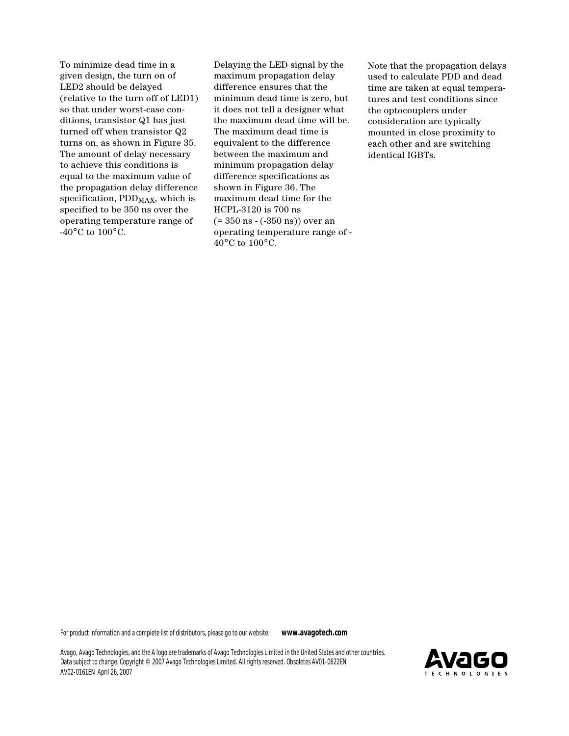To minimize dead time in a given design, the turn on of LED2 should be delayed (relative to the turn off of LED1) so that under worst-case conditions, transistor Q1 has just turned off when transistor Q2 turns on, as shown in Figure 35. The amount of delay necessary to achieve this conditions is equal to the maximum value of the propagation delay difference specification, $PDD_{MAX}$, which is specified to be 350 ns over the operating temperature range of -40°C to 100°C.

Delaying the LED signal by the maximum propagation delay difference ensures that the minimum dead time is zero, but it does not tell a designer what the maximum dead time will be. The maximum dead time is equivalent to the difference between the maximum and minimum propagation delay difference specifications as shown in Figure 36. The maximum dead time for the HCPL-3120 is 700 ns (= 350 ns - (-350 ns)) over an operating temperature range of -40°C to 100°C.

Note that the propagation delays used to calculate PDD and dead time are taken at equal temperatures and test conditions since the optocouplers under consideration are typically mounted in close proximity to each other and are switching identical IGBTs.

For product information and a complete list of distributors, please go to our website: **www.avagotech.com**

Avago, Avago Technologies, and the A logo are trademarks of Avago Technologies Limited in the United States and other countries.
Data subject to change. Copyright © 2007 Avago Technologies Limited. All rights reserved. Obsoletes AV01-0622EN
AV02-0161EN April 26, 2007